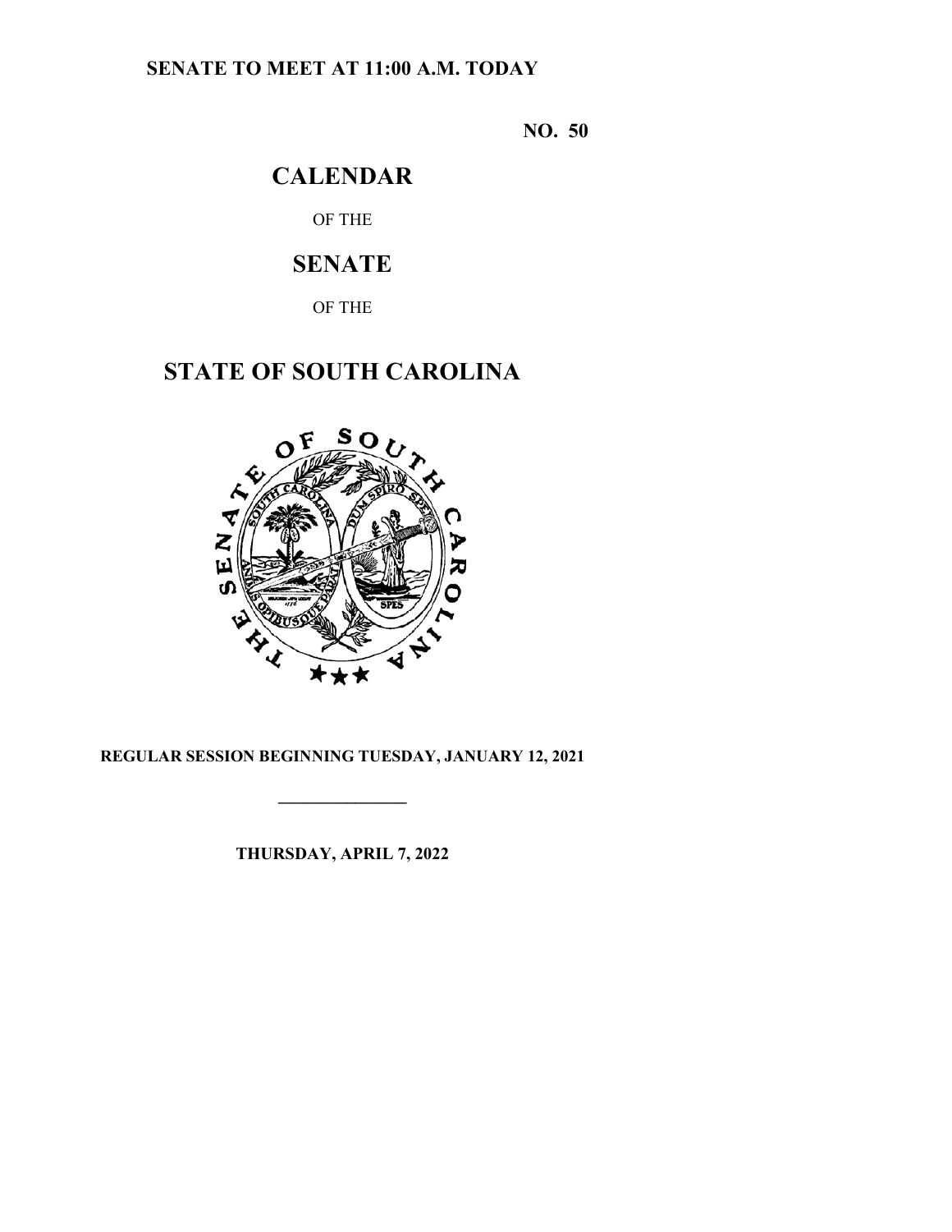**SENATE TO MEET AT 11:00 A.M. TODAY**

**NO. 50**

# CALENDAR

OF THE

# SENATE

OF THE

# STATE OF SOUTH CAROLINA

**REGULAR SESSION BEGINNING TUESDAY, JANUARY 12, 2021**

---

**THURSDAY, APRIL 7, 2022**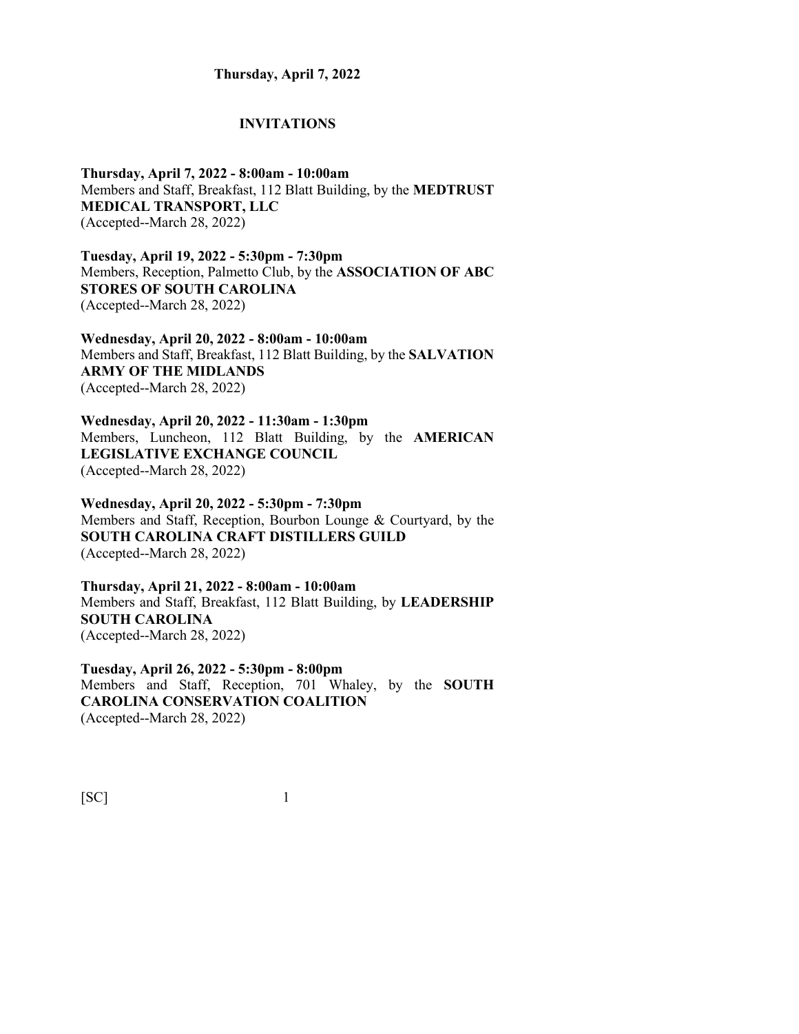**Thursday, April 7, 2022**

## INVITATIONS

**Thursday, April 7, 2022 - 8:00am - 10:00am**
Members and Staff, Breakfast, 112 Blatt Building, by the **MEDTRUST MEDICAL TRANSPORT, LLC**
(Accepted--March 28, 2022)

**Tuesday, April 19, 2022 - 5:30pm - 7:30pm**
Members, Reception, Palmetto Club, by the **ASSOCIATION OF ABC STORES OF SOUTH CAROLINA**
(Accepted--March 28, 2022)

**Wednesday, April 20, 2022 - 8:00am - 10:00am**
Members and Staff, Breakfast, 112 Blatt Building, by the **SALVATION ARMY OF THE MIDLANDS**
(Accepted--March 28, 2022)

**Wednesday, April 20, 2022 - 11:30am - 1:30pm**
Members, Luncheon, 112 Blatt Building, by the **AMERICAN LEGISLATIVE EXCHANGE COUNCIL**
(Accepted--March 28, 2022)

**Wednesday, April 20, 2022 - 5:30pm - 7:30pm**
Members and Staff, Reception, Bourbon Lounge & Courtyard, by the **SOUTH CAROLINA CRAFT DISTILLERS GUILD**
(Accepted--March 28, 2022)

**Thursday, April 21, 2022 - 8:00am - 10:00am**
Members and Staff, Breakfast, 112 Blatt Building, by **LEADERSHIP SOUTH CAROLINA**
(Accepted--March 28, 2022)

**Tuesday, April 26, 2022 - 5:30pm - 8:00pm**
Members and Staff, Reception, 701 Whaley, by the **SOUTH CAROLINA CONSERVATION COALITION**
(Accepted--March 28, 2022)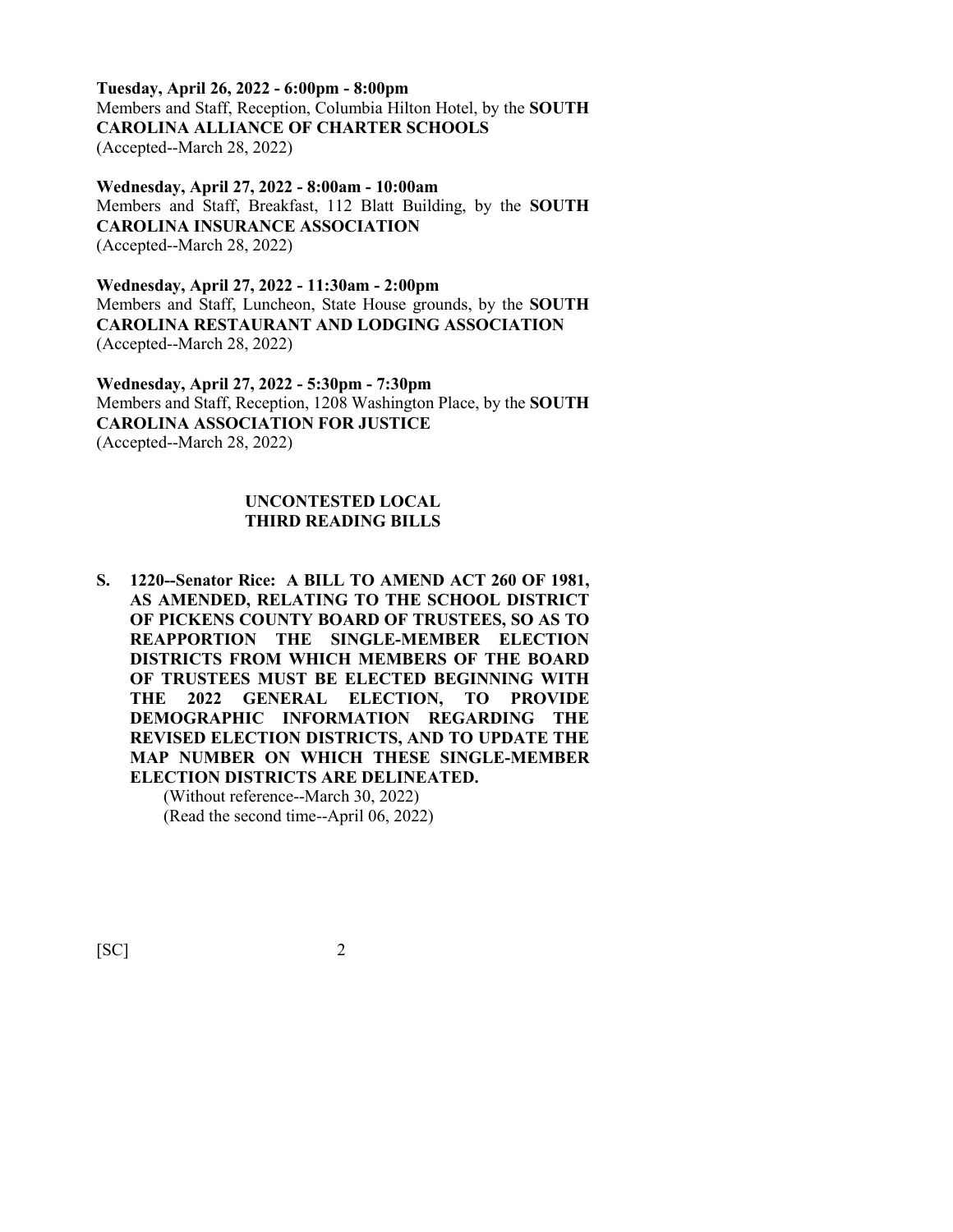**Tuesday, April 26, 2022 - 6:00pm - 8:00pm**
Members and Staff, Reception, Columbia Hilton Hotel, by the **SOUTH CAROLINA ALLIANCE OF CHARTER SCHOOLS**
(Accepted--March 28, 2022)

**Wednesday, April 27, 2022 - 8:00am - 10:00am**
Members and Staff, Breakfast, 112 Blatt Building, by the **SOUTH CAROLINA INSURANCE ASSOCIATION**
(Accepted--March 28, 2022)

**Wednesday, April 27, 2022 - 11:30am - 2:00pm**
Members and Staff, Luncheon, State House grounds, by the **SOUTH CAROLINA RESTAURANT AND LODGING ASSOCIATION**
(Accepted--March 28, 2022)

**Wednesday, April 27, 2022 - 5:30pm - 7:30pm**
Members and Staff, Reception, 1208 Washington Place, by the **SOUTH CAROLINA ASSOCIATION FOR JUSTICE**
(Accepted--March 28, 2022)

## UNCONTESTED LOCAL THIRD READING BILLS

**S. 1220--Senator Rice: A BILL TO AMEND ACT 260 OF 1981, AS AMENDED, RELATING TO THE SCHOOL DISTRICT OF PICKENS COUNTY BOARD OF TRUSTEES, SO AS TO REAPPORTION THE SINGLE-MEMBER ELECTION DISTRICTS FROM WHICH MEMBERS OF THE BOARD OF TRUSTEES MUST BE ELECTED BEGINNING WITH THE 2022 GENERAL ELECTION, TO PROVIDE DEMOGRAPHIC INFORMATION REGARDING THE REVISED ELECTION DISTRICTS, AND TO UPDATE THE MAP NUMBER ON WHICH THESE SINGLE-MEMBER ELECTION DISTRICTS ARE DELINEATED.**
(Without reference--March 30, 2022)
(Read the second time--April 06, 2022)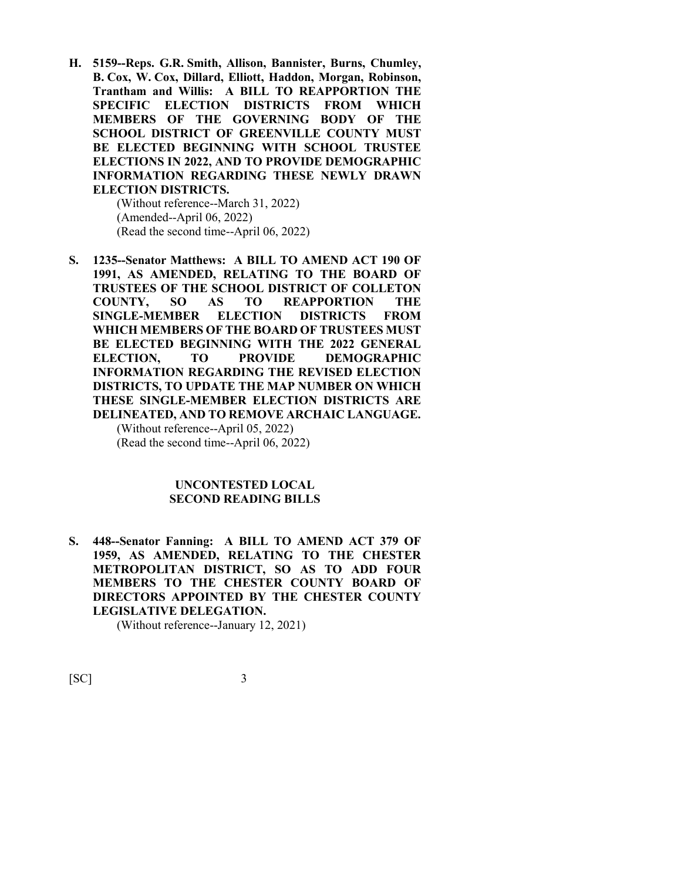**H. 5159--Reps. G.R. Smith, Allison, Bannister, Burns, Chumley, B. Cox, W. Cox, Dillard, Elliott, Haddon, Morgan, Robinson, Trantham and Willis: A BILL TO REAPPORTION THE SPECIFIC ELECTION DISTRICTS FROM WHICH MEMBERS OF THE GOVERNING BODY OF THE SCHOOL DISTRICT OF GREENVILLE COUNTY MUST BE ELECTED BEGINNING WITH SCHOOL TRUSTEE ELECTIONS IN 2022, AND TO PROVIDE DEMOGRAPHIC INFORMATION REGARDING THESE NEWLY DRAWN ELECTION DISTRICTS.**

(Without reference--March 31, 2022)
(Amended--April 06, 2022)
(Read the second time--April 06, 2022)

**S. 1235--Senator Matthews: A BILL TO AMEND ACT 190 OF 1991, AS AMENDED, RELATING TO THE BOARD OF TRUSTEES OF THE SCHOOL DISTRICT OF COLLETON COUNTY, SO AS TO REAPPORTION THE SINGLE-MEMBER ELECTION DISTRICTS FROM WHICH MEMBERS OF THE BOARD OF TRUSTEES MUST BE ELECTED BEGINNING WITH THE 2022 GENERAL ELECTION, TO PROVIDE DEMOGRAPHIC INFORMATION REGARDING THE REVISED ELECTION DISTRICTS, TO UPDATE THE MAP NUMBER ON WHICH THESE SINGLE-MEMBER ELECTION DISTRICTS ARE DELINEATED, AND TO REMOVE ARCHAIC LANGUAGE.**

(Without reference--April 05, 2022)
(Read the second time--April 06, 2022)

## UNCONTESTED LOCAL SECOND READING BILLS

**S. 448--Senator Fanning: A BILL TO AMEND ACT 379 OF 1959, AS AMENDED, RELATING TO THE CHESTER METROPOLITAN DISTRICT, SO AS TO ADD FOUR MEMBERS TO THE CHESTER COUNTY BOARD OF DIRECTORS APPOINTED BY THE CHESTER COUNTY LEGISLATIVE DELEGATION.**

(Without reference--January 12, 2021)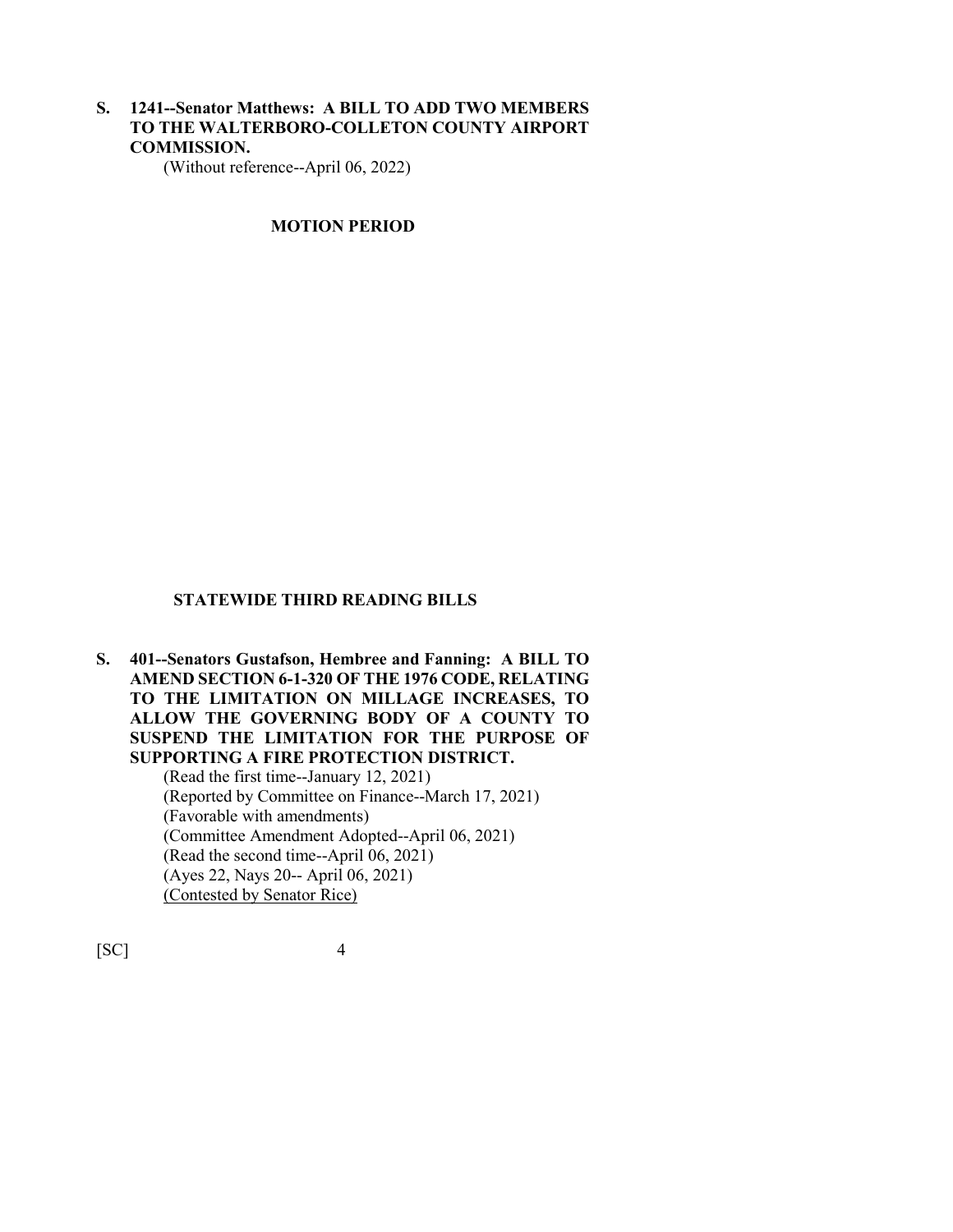**S. 1241--Senator Matthews: A BILL TO ADD TWO MEMBERS TO THE WALTERBORO-COLLETON COUNTY AIRPORT COMMISSION.**

(Without reference--April 06, 2022)

## MOTION PERIOD

## STATEWIDE THIRD READING BILLS

**S. 401--Senators Gustafson, Hembree and Fanning: A BILL TO AMEND SECTION 6-1-320 OF THE 1976 CODE, RELATING TO THE LIMITATION ON MILLAGE INCREASES, TO ALLOW THE GOVERNING BODY OF A COUNTY TO SUSPEND THE LIMITATION FOR THE PURPOSE OF SUPPORTING A FIRE PROTECTION DISTRICT.**

(Read the first time--January 12, 2021)
(Reported by Committee on Finance--March 17, 2021)
(Favorable with amendments)
(Committee Amendment Adopted--April 06, 2021)
(Read the second time--April 06, 2021)
(Ayes 22, Nays 20-- April 06, 2021)
<u>(Contested by Senator Rice)</u>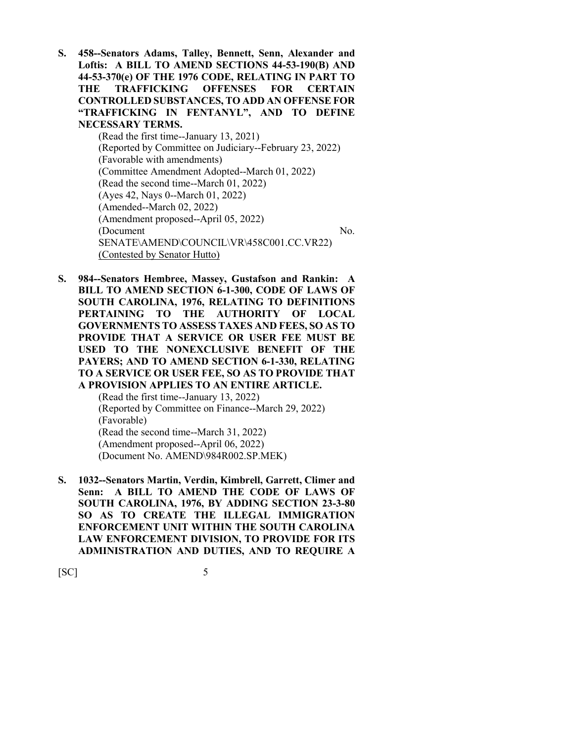**S. 458--Senators Adams, Talley, Bennett, Senn, Alexander and Loftis: A BILL TO AMEND SECTIONS 44-53-190(B) AND 44-53-370(e) OF THE 1976 CODE, RELATING IN PART TO THE TRAFFICKING OFFENSES FOR CERTAIN CONTROLLED SUBSTANCES, TO ADD AN OFFENSE FOR "TRAFFICKING IN FENTANYL", AND TO DEFINE NECESSARY TERMS.**

(Read the first time--January 13, 2021)
(Reported by Committee on Judiciary--February 23, 2022)
(Favorable with amendments)
(Committee Amendment Adopted--March 01, 2022)
(Read the second time--March 01, 2022)
(Ayes 42, Nays 0--March 01, 2022)
(Amended--March 02, 2022)
(Amendment proposed--April 05, 2022)
(Document No. SENATE\AMEND\COUNCIL\VR\458C001.CC.VR22)
<u>(Contested by Senator Hutto)</u>

**S. 984--Senators Hembree, Massey, Gustafson and Rankin: A BILL TO AMEND SECTION 6-1-300, CODE OF LAWS OF SOUTH CAROLINA, 1976, RELATING TO DEFINITIONS PERTAINING TO THE AUTHORITY OF LOCAL GOVERNMENTS TO ASSESS TAXES AND FEES, SO AS TO PROVIDE THAT A SERVICE OR USER FEE MUST BE USED TO THE NONEXCLUSIVE BENEFIT OF THE PAYERS; AND TO AMEND SECTION 6-1-330, RELATING TO A SERVICE OR USER FEE, SO AS TO PROVIDE THAT A PROVISION APPLIES TO AN ENTIRE ARTICLE.**

(Read the first time--January 13, 2022)
(Reported by Committee on Finance--March 29, 2022)
(Favorable)
(Read the second time--March 31, 2022)
(Amendment proposed--April 06, 2022)
(Document No. AMEND\984R002.SP.MEK)

**S. 1032--Senators Martin, Verdin, Kimbrell, Garrett, Climer and Senn: A BILL TO AMEND THE CODE OF LAWS OF SOUTH CAROLINA, 1976, BY ADDING SECTION 23-3-80 SO AS TO CREATE THE ILLEGAL IMMIGRATION ENFORCEMENT UNIT WITHIN THE SOUTH CAROLINA LAW ENFORCEMENT DIVISION, TO PROVIDE FOR ITS ADMINISTRATION AND DUTIES, AND TO REQUIRE A**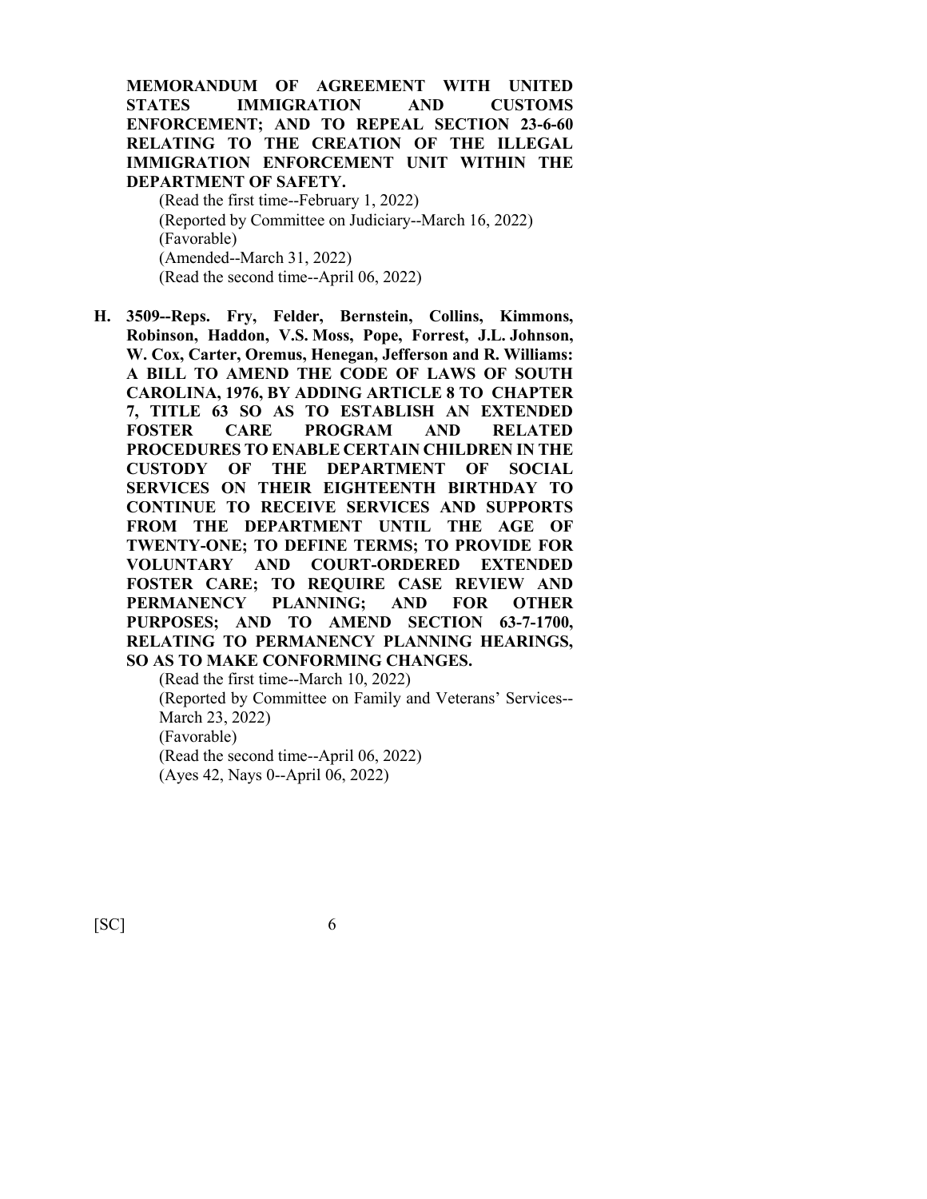**MEMORANDUM OF AGREEMENT WITH UNITED STATES IMMIGRATION AND CUSTOMS ENFORCEMENT; AND TO REPEAL SECTION 23-6-60 RELATING TO THE CREATION OF THE ILLEGAL IMMIGRATION ENFORCEMENT UNIT WITHIN THE DEPARTMENT OF SAFETY.**

(Read the first time--February 1, 2022)
(Reported by Committee on Judiciary--March 16, 2022)
(Favorable)
(Amended--March 31, 2022)
(Read the second time--April 06, 2022)

**H. 3509--Reps. Fry, Felder, Bernstein, Collins, Kimmons, Robinson, Haddon, V.S. Moss, Pope, Forrest, J.L. Johnson, W. Cox, Carter, Oremus, Henegan, Jefferson and R. Williams: A BILL TO AMEND THE CODE OF LAWS OF SOUTH CAROLINA, 1976, BY ADDING ARTICLE 8 TO CHAPTER 7, TITLE 63 SO AS TO ESTABLISH AN EXTENDED FOSTER CARE PROGRAM AND RELATED PROCEDURES TO ENABLE CERTAIN CHILDREN IN THE CUSTODY OF THE DEPARTMENT OF SOCIAL SERVICES ON THEIR EIGHTEENTH BIRTHDAY TO CONTINUE TO RECEIVE SERVICES AND SUPPORTS FROM THE DEPARTMENT UNTIL THE AGE OF TWENTY-ONE; TO DEFINE TERMS; TO PROVIDE FOR VOLUNTARY AND COURT-ORDERED EXTENDED FOSTER CARE; TO REQUIRE CASE REVIEW AND PERMANENCY PLANNING; AND FOR OTHER PURPOSES; AND TO AMEND SECTION 63-7-1700, RELATING TO PERMANENCY PLANNING HEARINGS, SO AS TO MAKE CONFORMING CHANGES.**

(Read the first time--March 10, 2022)
(Reported by Committee on Family and Veterans' Services--March 23, 2022)
(Favorable)
(Read the second time--April 06, 2022)
(Ayes 42, Nays 0--April 06, 2022)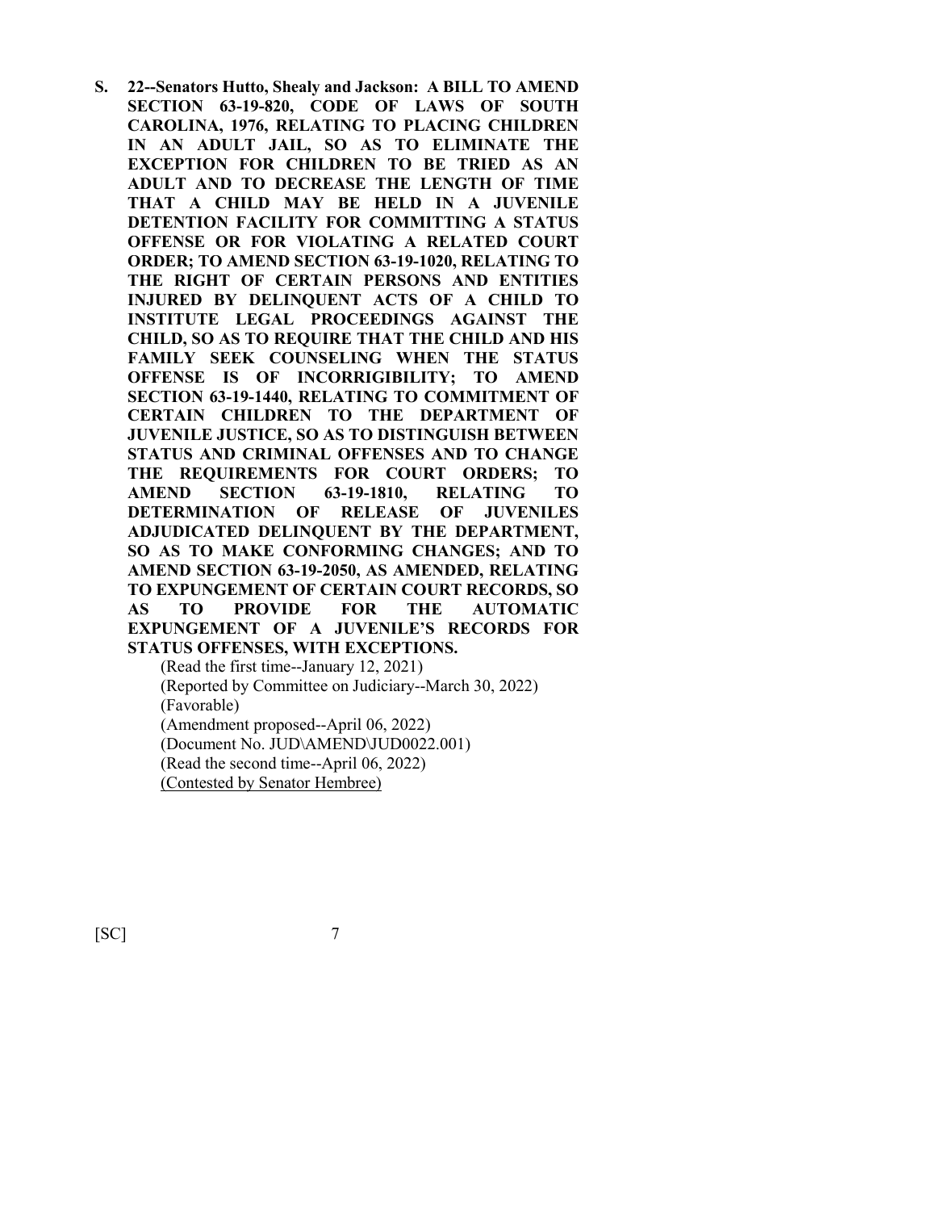**S. 22--Senators Hutto, Shealy and Jackson: A BILL TO AMEND SECTION 63-19-820, CODE OF LAWS OF SOUTH CAROLINA, 1976, RELATING TO PLACING CHILDREN IN AN ADULT JAIL, SO AS TO ELIMINATE THE EXCEPTION FOR CHILDREN TO BE TRIED AS AN ADULT AND TO DECREASE THE LENGTH OF TIME THAT A CHILD MAY BE HELD IN A JUVENILE DETENTION FACILITY FOR COMMITTING A STATUS OFFENSE OR FOR VIOLATING A RELATED COURT ORDER; TO AMEND SECTION 63-19-1020, RELATING TO THE RIGHT OF CERTAIN PERSONS AND ENTITIES INJURED BY DELINQUENT ACTS OF A CHILD TO INSTITUTE LEGAL PROCEEDINGS AGAINST THE CHILD, SO AS TO REQUIRE THAT THE CHILD AND HIS FAMILY SEEK COUNSELING WHEN THE STATUS OFFENSE IS OF INCORRIGIBILITY; TO AMEND SECTION 63-19-1440, RELATING TO COMMITMENT OF CERTAIN CHILDREN TO THE DEPARTMENT OF JUVENILE JUSTICE, SO AS TO DISTINGUISH BETWEEN STATUS AND CRIMINAL OFFENSES AND TO CHANGE THE REQUIREMENTS FOR COURT ORDERS; TO AMEND SECTION 63-19-1810, RELATING TO DETERMINATION OF RELEASE OF JUVENILES ADJUDICATED DELINQUENT BY THE DEPARTMENT, SO AS TO MAKE CONFORMING CHANGES; AND TO AMEND SECTION 63-19-2050, AS AMENDED, RELATING TO EXPUNGEMENT OF CERTAIN COURT RECORDS, SO AS TO PROVIDE FOR THE AUTOMATIC EXPUNGEMENT OF A JUVENILE'S RECORDS FOR STATUS OFFENSES, WITH EXCEPTIONS.**

(Read the first time--January 12, 2021)
(Reported by Committee on Judiciary--March 30, 2022)
(Favorable)
(Amendment proposed--April 06, 2022)
(Document No. JUD\AMEND\JUD0022.001)
(Read the second time--April 06, 2022)
<u>(Contested by Senator Hembree)</u>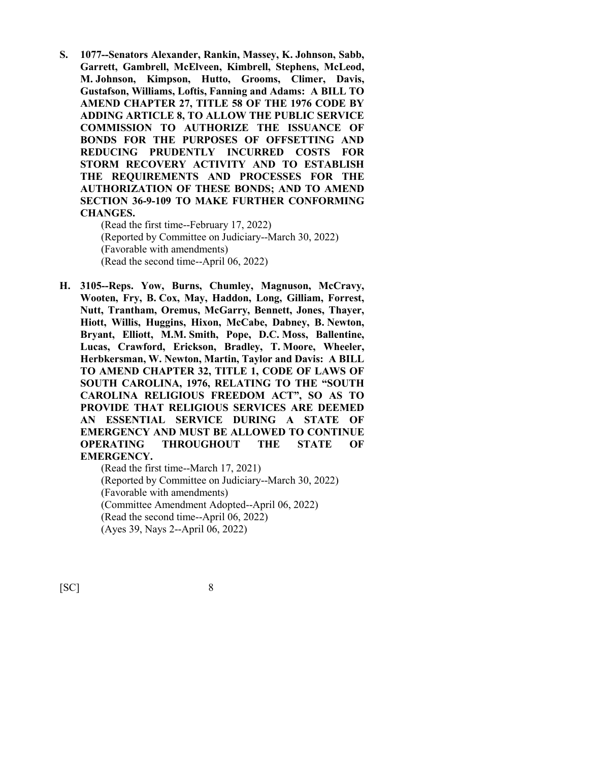**S. 1077--Senators Alexander, Rankin, Massey, K. Johnson, Sabb, Garrett, Gambrell, McElveen, Kimbrell, Stephens, McLeod, M. Johnson, Kimpson, Hutto, Grooms, Climer, Davis, Gustafson, Williams, Loftis, Fanning and Adams: A BILL TO AMEND CHAPTER 27, TITLE 58 OF THE 1976 CODE BY ADDING ARTICLE 8, TO ALLOW THE PUBLIC SERVICE COMMISSION TO AUTHORIZE THE ISSUANCE OF BONDS FOR THE PURPOSES OF OFFSETTING AND REDUCING PRUDENTLY INCURRED COSTS FOR STORM RECOVERY ACTIVITY AND TO ESTABLISH THE REQUIREMENTS AND PROCESSES FOR THE AUTHORIZATION OF THESE BONDS; AND TO AMEND SECTION 36-9-109 TO MAKE FURTHER CONFORMING CHANGES.**

(Read the first time--February 17, 2022)
(Reported by Committee on Judiciary--March 30, 2022)
(Favorable with amendments)
(Read the second time--April 06, 2022)

**H. 3105--Reps. Yow, Burns, Chumley, Magnuson, McCravy, Wooten, Fry, B. Cox, May, Haddon, Long, Gilliam, Forrest, Nutt, Trantham, Oremus, McGarry, Bennett, Jones, Thayer, Hiott, Willis, Huggins, Hixon, McCabe, Dabney, B. Newton, Bryant, Elliott, M.M. Smith, Pope, D.C. Moss, Ballentine, Lucas, Crawford, Erickson, Bradley, T. Moore, Wheeler, Herbkersman, W. Newton, Martin, Taylor and Davis: A BILL TO AMEND CHAPTER 32, TITLE 1, CODE OF LAWS OF SOUTH CAROLINA, 1976, RELATING TO THE "SOUTH CAROLINA RELIGIOUS FREEDOM ACT", SO AS TO PROVIDE THAT RELIGIOUS SERVICES ARE DEEMED AN ESSENTIAL SERVICE DURING A STATE OF EMERGENCY AND MUST BE ALLOWED TO CONTINUE OPERATING THROUGHOUT THE STATE OF EMERGENCY.**

(Read the first time--March 17, 2021)
(Reported by Committee on Judiciary--March 30, 2022)
(Favorable with amendments)
(Committee Amendment Adopted--April 06, 2022)
(Read the second time--April 06, 2022)
(Ayes 39, Nays 2--April 06, 2022)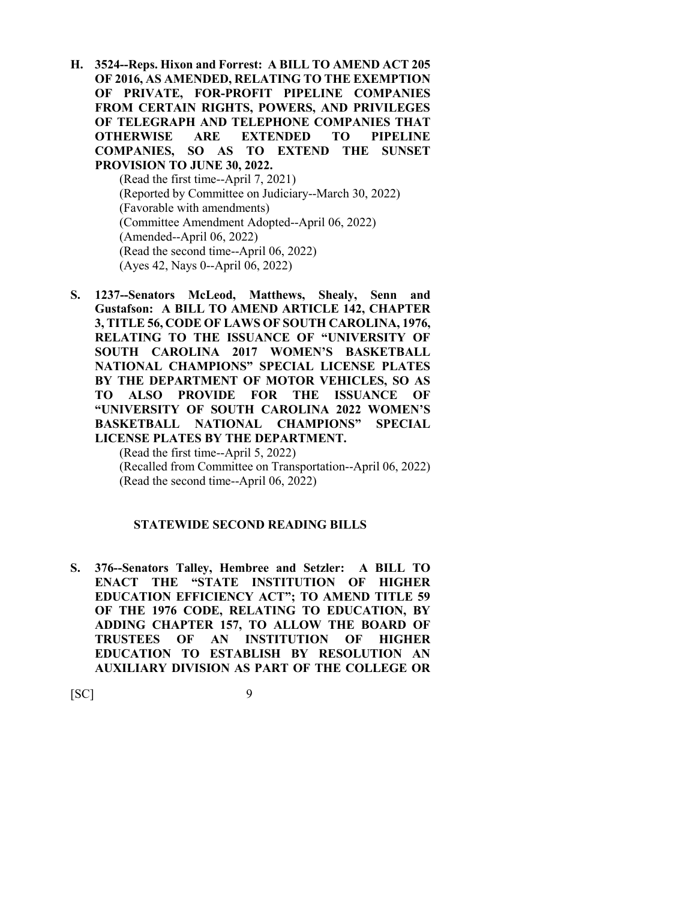**H. 3524--Reps. Hixon and Forrest: A BILL TO AMEND ACT 205 OF 2016, AS AMENDED, RELATING TO THE EXEMPTION OF PRIVATE, FOR-PROFIT PIPELINE COMPANIES FROM CERTAIN RIGHTS, POWERS, AND PRIVILEGES OF TELEGRAPH AND TELEPHONE COMPANIES THAT OTHERWISE ARE EXTENDED TO PIPELINE COMPANIES, SO AS TO EXTEND THE SUNSET PROVISION TO JUNE 30, 2022.**

(Read the first time--April 7, 2021)
(Reported by Committee on Judiciary--March 30, 2022)
(Favorable with amendments)
(Committee Amendment Adopted--April 06, 2022)
(Amended--April 06, 2022)
(Read the second time--April 06, 2022)
(Ayes 42, Nays 0--April 06, 2022)

**S. 1237--Senators McLeod, Matthews, Shealy, Senn and Gustafson: A BILL TO AMEND ARTICLE 142, CHAPTER 3, TITLE 56, CODE OF LAWS OF SOUTH CAROLINA, 1976, RELATING TO THE ISSUANCE OF "UNIVERSITY OF SOUTH CAROLINA 2017 WOMEN'S BASKETBALL NATIONAL CHAMPIONS" SPECIAL LICENSE PLATES BY THE DEPARTMENT OF MOTOR VEHICLES, SO AS TO ALSO PROVIDE FOR THE ISSUANCE OF "UNIVERSITY OF SOUTH CAROLINA 2022 WOMEN'S BASKETBALL NATIONAL CHAMPIONS" SPECIAL LICENSE PLATES BY THE DEPARTMENT.**

(Read the first time--April 5, 2022)
(Recalled from Committee on Transportation--April 06, 2022)
(Read the second time--April 06, 2022)

## STATEWIDE SECOND READING BILLS

**S. 376--Senators Talley, Hembree and Setzler: A BILL TO ENACT THE "STATE INSTITUTION OF HIGHER EDUCATION EFFICIENCY ACT"; TO AMEND TITLE 59 OF THE 1976 CODE, RELATING TO EDUCATION, BY ADDING CHAPTER 157, TO ALLOW THE BOARD OF TRUSTEES OF AN INSTITUTION OF HIGHER EDUCATION TO ESTABLISH BY RESOLUTION AN AUXILIARY DIVISION AS PART OF THE COLLEGE OR**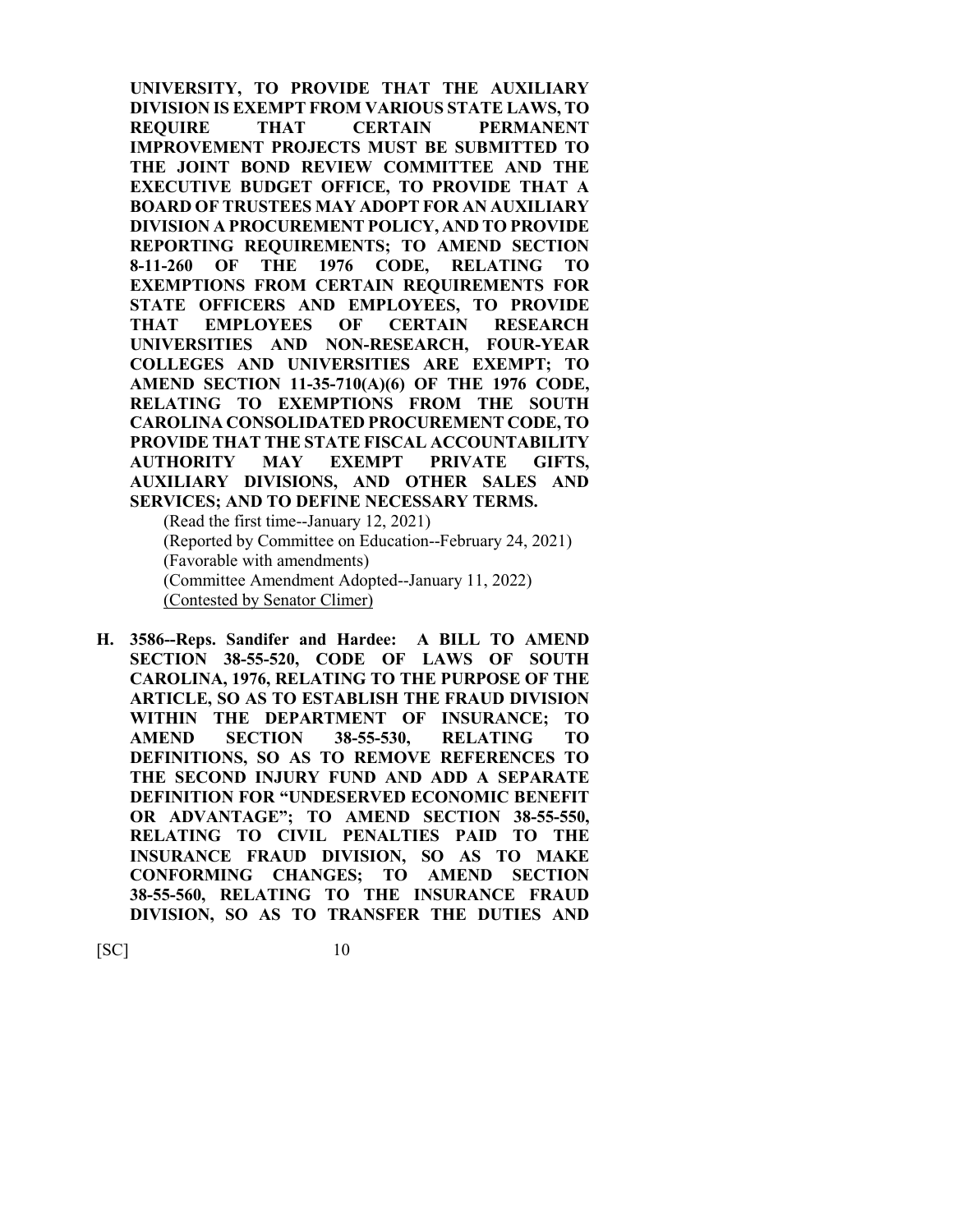**UNIVERSITY, TO PROVIDE THAT THE AUXILIARY DIVISION IS EXEMPT FROM VARIOUS STATE LAWS, TO REQUIRE THAT CERTAIN PERMANENT IMPROVEMENT PROJECTS MUST BE SUBMITTED TO THE JOINT BOND REVIEW COMMITTEE AND THE EXECUTIVE BUDGET OFFICE, TO PROVIDE THAT A BOARD OF TRUSTEES MAY ADOPT FOR AN AUXILIARY DIVISION A PROCUREMENT POLICY, AND TO PROVIDE REPORTING REQUIREMENTS; TO AMEND SECTION 8-11-260 OF THE 1976 CODE, RELATING TO EXEMPTIONS FROM CERTAIN REQUIREMENTS FOR STATE OFFICERS AND EMPLOYEES, TO PROVIDE THAT EMPLOYEES OF CERTAIN RESEARCH UNIVERSITIES AND NON-RESEARCH, FOUR-YEAR COLLEGES AND UNIVERSITIES ARE EXEMPT; TO AMEND SECTION 11-35-710(A)(6) OF THE 1976 CODE, RELATING TO EXEMPTIONS FROM THE SOUTH CAROLINA CONSOLIDATED PROCUREMENT CODE, TO PROVIDE THAT THE STATE FISCAL ACCOUNTABILITY AUTHORITY MAY EXEMPT PRIVATE GIFTS, AUXILIARY DIVISIONS, AND OTHER SALES AND SERVICES; AND TO DEFINE NECESSARY TERMS.**

(Read the first time--January 12, 2021)
(Reported by Committee on Education--February 24, 2021)
(Favorable with amendments)
(Committee Amendment Adopted--January 11, 2022)
(Contested by Senator Climer)

**H. 3586--Reps. Sandifer and Hardee: A BILL TO AMEND SECTION 38-55-520, CODE OF LAWS OF SOUTH CAROLINA, 1976, RELATING TO THE PURPOSE OF THE ARTICLE, SO AS TO ESTABLISH THE FRAUD DIVISION WITHIN THE DEPARTMENT OF INSURANCE; TO AMEND SECTION 38-55-530, RELATING TO DEFINITIONS, SO AS TO REMOVE REFERENCES TO THE SECOND INJURY FUND AND ADD A SEPARATE DEFINITION FOR "UNDESERVED ECONOMIC BENEFIT OR ADVANTAGE"; TO AMEND SECTION 38-55-550, RELATING TO CIVIL PENALTIES PAID TO THE INSURANCE FRAUD DIVISION, SO AS TO MAKE CONFORMING CHANGES; TO AMEND SECTION 38-55-560, RELATING TO THE INSURANCE FRAUD DIVISION, SO AS TO TRANSFER THE DUTIES AND**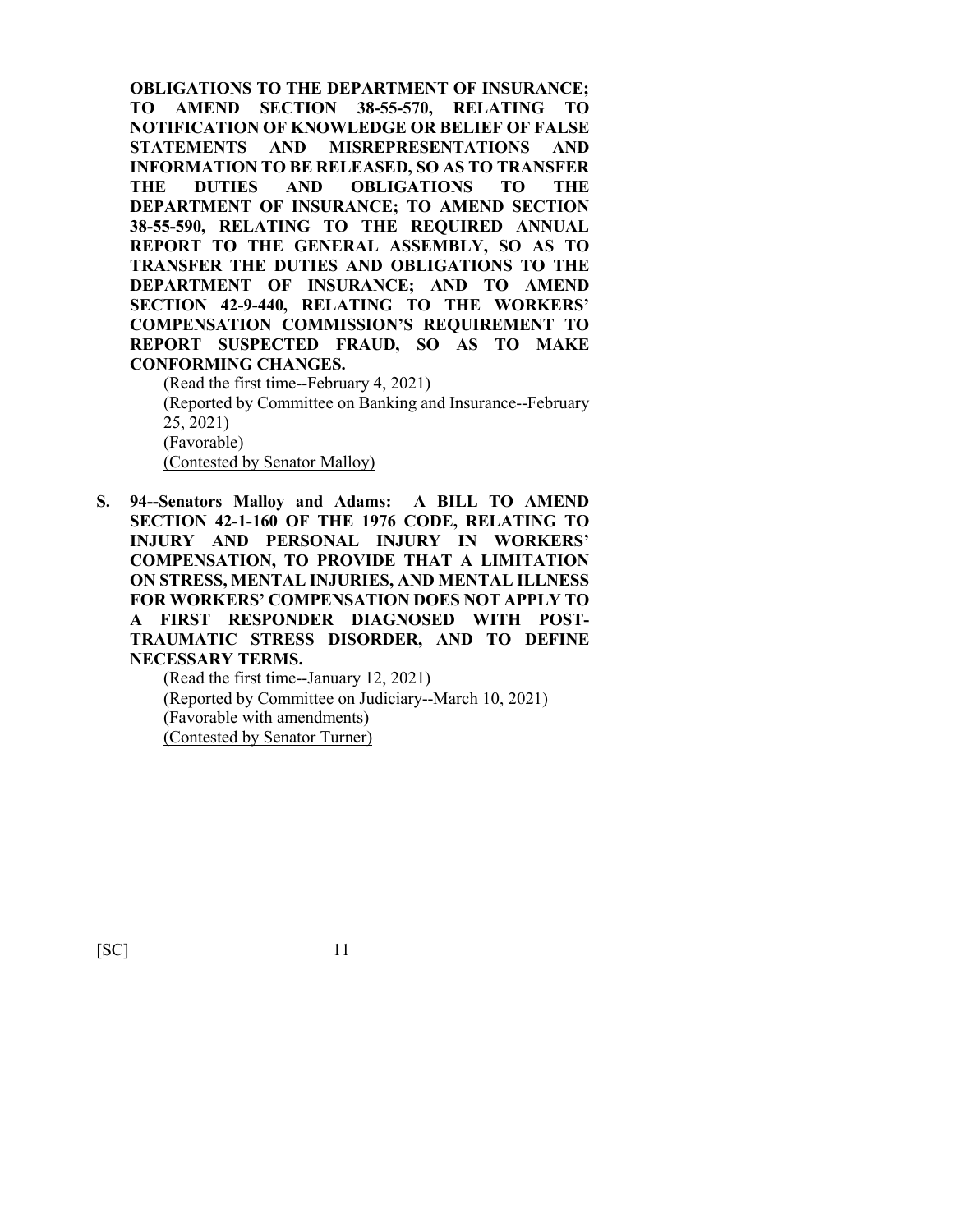**OBLIGATIONS TO THE DEPARTMENT OF INSURANCE; TO AMEND SECTION 38-55-570, RELATING TO NOTIFICATION OF KNOWLEDGE OR BELIEF OF FALSE STATEMENTS AND MISREPRESENTATIONS AND INFORMATION TO BE RELEASED, SO AS TO TRANSFER THE DUTIES AND OBLIGATIONS TO THE DEPARTMENT OF INSURANCE; TO AMEND SECTION 38-55-590, RELATING TO THE REQUIRED ANNUAL REPORT TO THE GENERAL ASSEMBLY, SO AS TO TRANSFER THE DUTIES AND OBLIGATIONS TO THE DEPARTMENT OF INSURANCE; AND TO AMEND SECTION 42-9-440, RELATING TO THE WORKERS' COMPENSATION COMMISSION'S REQUIREMENT TO REPORT SUSPECTED FRAUD, SO AS TO MAKE CONFORMING CHANGES.**

(Read the first time--February 4, 2021)
(Reported by Committee on Banking and Insurance--February 25, 2021)
(Favorable)
<u>(Contested by Senator Malloy)</u>

**S. 94--Senators Malloy and Adams: A BILL TO AMEND SECTION 42-1-160 OF THE 1976 CODE, RELATING TO INJURY AND PERSONAL INJURY IN WORKERS' COMPENSATION, TO PROVIDE THAT A LIMITATION ON STRESS, MENTAL INJURIES, AND MENTAL ILLNESS FOR WORKERS' COMPENSATION DOES NOT APPLY TO A FIRST RESPONDER DIAGNOSED WITH POST-TRAUMATIC STRESS DISORDER, AND TO DEFINE NECESSARY TERMS.**

(Read the first time--January 12, 2021)
(Reported by Committee on Judiciary--March 10, 2021)
(Favorable with amendments)
<u>(Contested by Senator Turner)</u>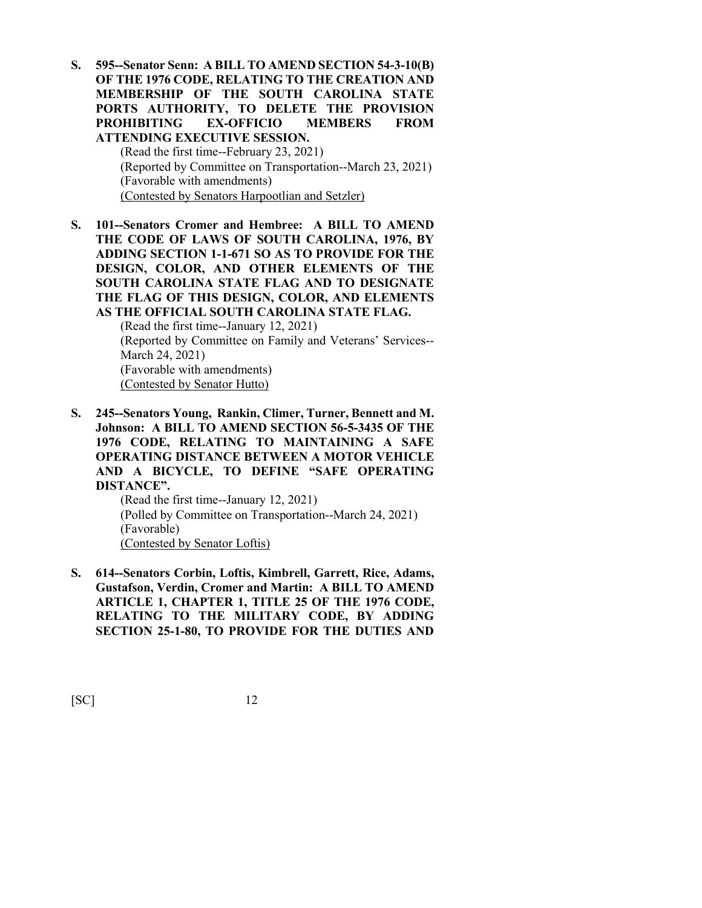**S. 595--Senator Senn: A BILL TO AMEND SECTION 54-3-10(B) OF THE 1976 CODE, RELATING TO THE CREATION AND MEMBERSHIP OF THE SOUTH CAROLINA STATE PORTS AUTHORITY, TO DELETE THE PROVISION PROHIBITING EX-OFFICIO MEMBERS FROM ATTENDING EXECUTIVE SESSION.**

(Read the first time--February 23, 2021)
(Reported by Committee on Transportation--March 23, 2021)
(Favorable with amendments)
<u>(Contested by Senators Harpootlian and Setzler)</u>

**S. 101--Senators Cromer and Hembree: A BILL TO AMEND THE CODE OF LAWS OF SOUTH CAROLINA, 1976, BY ADDING SECTION 1-1-671 SO AS TO PROVIDE FOR THE DESIGN, COLOR, AND OTHER ELEMENTS OF THE SOUTH CAROLINA STATE FLAG AND TO DESIGNATE THE FLAG OF THIS DESIGN, COLOR, AND ELEMENTS AS THE OFFICIAL SOUTH CAROLINA STATE FLAG.**

(Read the first time--January 12, 2021)
(Reported by Committee on Family and Veterans' Services--March 24, 2021)
(Favorable with amendments)
<u>(Contested by Senator Hutto)</u>

**S. 245--Senators Young, Rankin, Climer, Turner, Bennett and M. Johnson: A BILL TO AMEND SECTION 56-5-3435 OF THE 1976 CODE, RELATING TO MAINTAINING A SAFE OPERATING DISTANCE BETWEEN A MOTOR VEHICLE AND A BICYCLE, TO DEFINE "SAFE OPERATING DISTANCE".**

(Read the first time--January 12, 2021)
(Polled by Committee on Transportation--March 24, 2021)
(Favorable)
<u>(Contested by Senator Loftis)</u>

**S. 614--Senators Corbin, Loftis, Kimbrell, Garrett, Rice, Adams, Gustafson, Verdin, Cromer and Martin: A BILL TO AMEND ARTICLE 1, CHAPTER 1, TITLE 25 OF THE 1976 CODE, RELATING TO THE MILITARY CODE, BY ADDING SECTION 25-1-80, TO PROVIDE FOR THE DUTIES AND**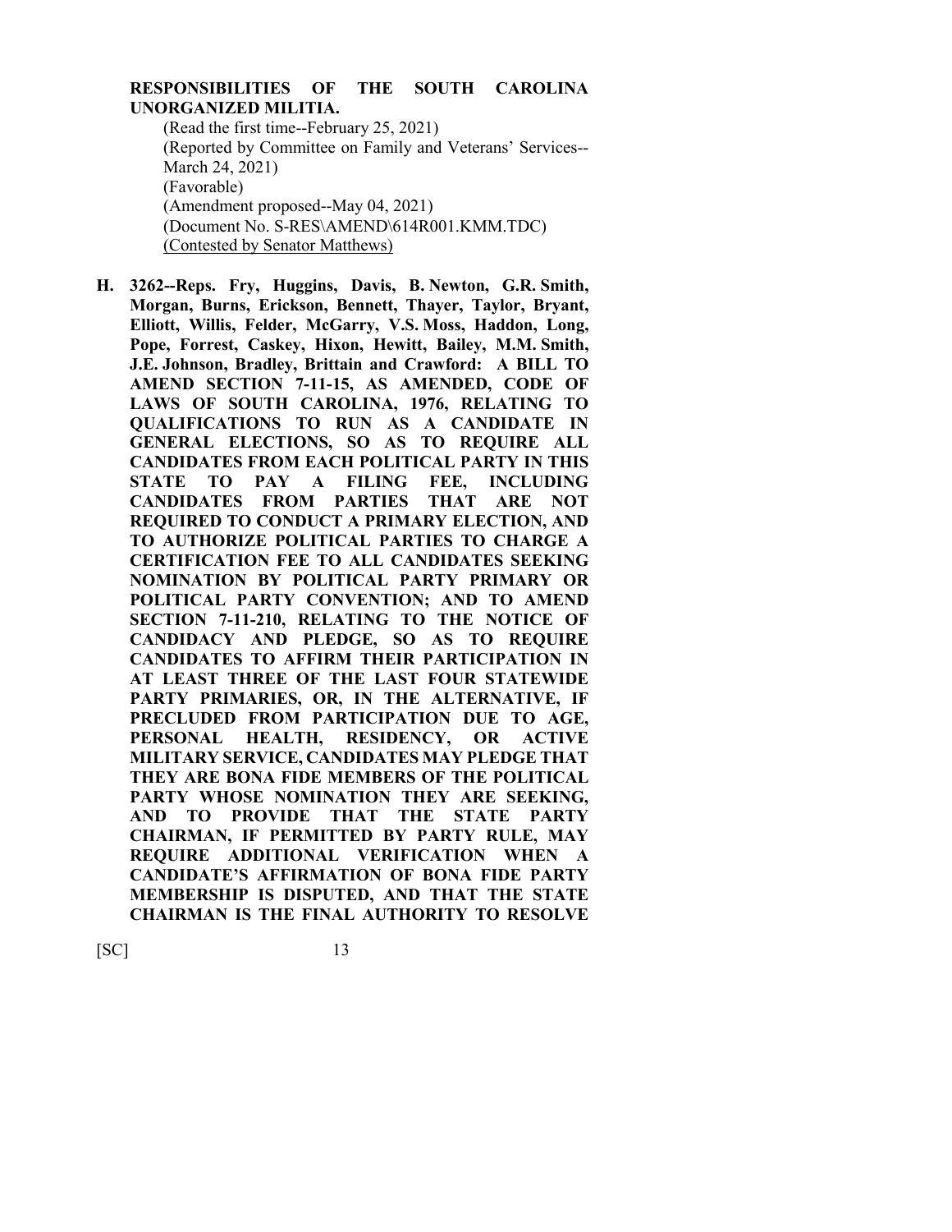**RESPONSIBILITIES OF THE SOUTH CAROLINA UNORGANIZED MILITIA.**

(Read the first time--February 25, 2021)
(Reported by Committee on Family and Veterans' Services--March 24, 2021)
(Favorable)
(Amendment proposed--May 04, 2021)
(Document No. S-RES\AMEND\614R001.KMM.TDC)
<u>(Contested by Senator Matthews)</u>

**H. 3262--Reps. Fry, Huggins, Davis, B. Newton, G.R. Smith, Morgan, Burns, Erickson, Bennett, Thayer, Taylor, Bryant, Elliott, Willis, Felder, McGarry, V.S. Moss, Haddon, Long, Pope, Forrest, Caskey, Hixon, Hewitt, Bailey, M.M. Smith, J.E. Johnson, Bradley, Brittain and Crawford: A BILL TO AMEND SECTION 7-11-15, AS AMENDED, CODE OF LAWS OF SOUTH CAROLINA, 1976, RELATING TO QUALIFICATIONS TO RUN AS A CANDIDATE IN GENERAL ELECTIONS, SO AS TO REQUIRE ALL CANDIDATES FROM EACH POLITICAL PARTY IN THIS STATE TO PAY A FILING FEE, INCLUDING CANDIDATES FROM PARTIES THAT ARE NOT REQUIRED TO CONDUCT A PRIMARY ELECTION, AND TO AUTHORIZE POLITICAL PARTIES TO CHARGE A CERTIFICATION FEE TO ALL CANDIDATES SEEKING NOMINATION BY POLITICAL PARTY PRIMARY OR POLITICAL PARTY CONVENTION; AND TO AMEND SECTION 7-11-210, RELATING TO THE NOTICE OF CANDIDACY AND PLEDGE, SO AS TO REQUIRE CANDIDATES TO AFFIRM THEIR PARTICIPATION IN AT LEAST THREE OF THE LAST FOUR STATEWIDE PARTY PRIMARIES, OR, IN THE ALTERNATIVE, IF PRECLUDED FROM PARTICIPATION DUE TO AGE, PERSONAL HEALTH, RESIDENCY, OR ACTIVE MILITARY SERVICE, CANDIDATES MAY PLEDGE THAT THEY ARE BONA FIDE MEMBERS OF THE POLITICAL PARTY WHOSE NOMINATION THEY ARE SEEKING, AND TO PROVIDE THAT THE STATE PARTY CHAIRMAN, IF PERMITTED BY PARTY RULE, MAY REQUIRE ADDITIONAL VERIFICATION WHEN A CANDIDATE'S AFFIRMATION OF BONA FIDE PARTY MEMBERSHIP IS DISPUTED, AND THAT THE STATE CHAIRMAN IS THE FINAL AUTHORITY TO RESOLVE**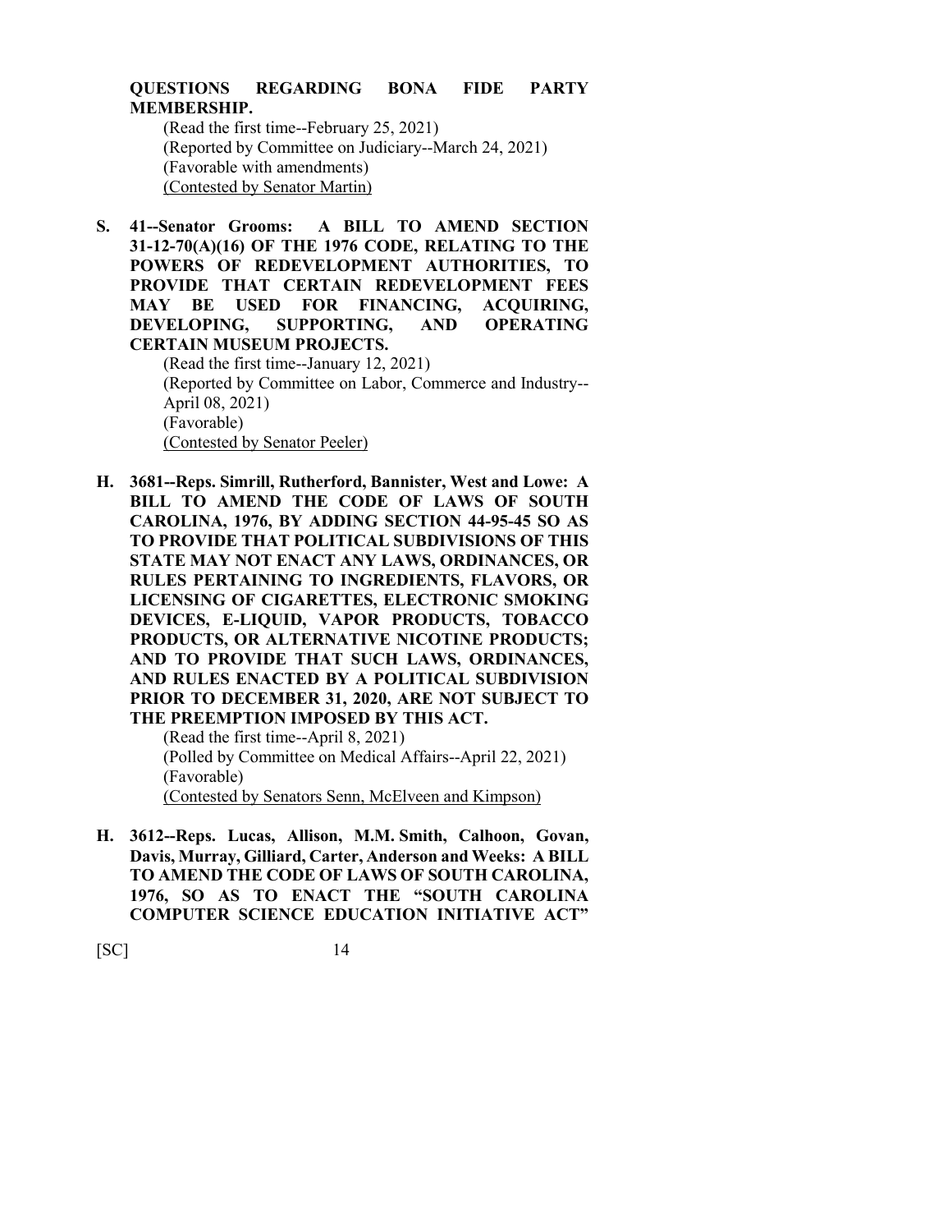**QUESTIONS REGARDING BONA FIDE PARTY MEMBERSHIP.**

(Read the first time--February 25, 2021)
(Reported by Committee on Judiciary--March 24, 2021)
(Favorable with amendments)
(Contested by Senator Martin)

**S. 41--Senator Grooms: A BILL TO AMEND SECTION 31-12-70(A)(16) OF THE 1976 CODE, RELATING TO THE POWERS OF REDEVELOPMENT AUTHORITIES, TO PROVIDE THAT CERTAIN REDEVELOPMENT FEES MAY BE USED FOR FINANCING, ACQUIRING, DEVELOPING, SUPPORTING, AND OPERATING CERTAIN MUSEUM PROJECTS.**

(Read the first time--January 12, 2021)
(Reported by Committee on Labor, Commerce and Industry--April 08, 2021)
(Favorable)
(Contested by Senator Peeler)

**H. 3681--Reps. Simrill, Rutherford, Bannister, West and Lowe: A BILL TO AMEND THE CODE OF LAWS OF SOUTH CAROLINA, 1976, BY ADDING SECTION 44-95-45 SO AS TO PROVIDE THAT POLITICAL SUBDIVISIONS OF THIS STATE MAY NOT ENACT ANY LAWS, ORDINANCES, OR RULES PERTAINING TO INGREDIENTS, FLAVORS, OR LICENSING OF CIGARETTES, ELECTRONIC SMOKING DEVICES, E-LIQUID, VAPOR PRODUCTS, TOBACCO PRODUCTS, OR ALTERNATIVE NICOTINE PRODUCTS; AND TO PROVIDE THAT SUCH LAWS, ORDINANCES, AND RULES ENACTED BY A POLITICAL SUBDIVISION PRIOR TO DECEMBER 31, 2020, ARE NOT SUBJECT TO THE PREEMPTION IMPOSED BY THIS ACT.**

(Read the first time--April 8, 2021)
(Polled by Committee on Medical Affairs--April 22, 2021)
(Favorable)
(Contested by Senators Senn, McElveen and Kimpson)

**H. 3612--Reps. Lucas, Allison, M.M. Smith, Calhoon, Govan, Davis, Murray, Gilliard, Carter, Anderson and Weeks: A BILL TO AMEND THE CODE OF LAWS OF SOUTH CAROLINA, 1976, SO AS TO ENACT THE "SOUTH CAROLINA COMPUTER SCIENCE EDUCATION INITIATIVE ACT"**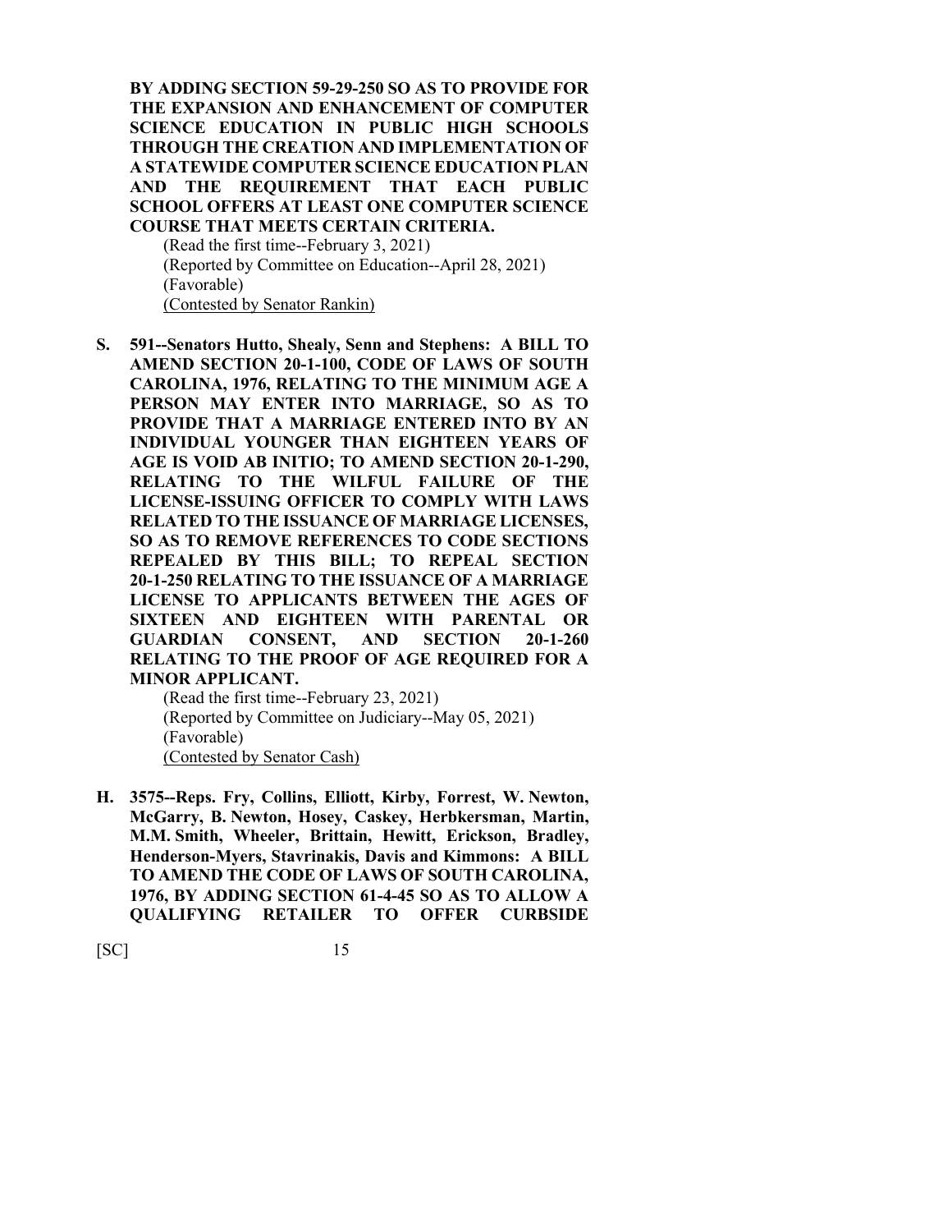**BY ADDING SECTION 59-29-250 SO AS TO PROVIDE FOR THE EXPANSION AND ENHANCEMENT OF COMPUTER SCIENCE EDUCATION IN PUBLIC HIGH SCHOOLS THROUGH THE CREATION AND IMPLEMENTATION OF A STATEWIDE COMPUTER SCIENCE EDUCATION PLAN AND THE REQUIREMENT THAT EACH PUBLIC SCHOOL OFFERS AT LEAST ONE COMPUTER SCIENCE COURSE THAT MEETS CERTAIN CRITERIA.**

(Read the first time--February 3, 2021)
(Reported by Committee on Education--April 28, 2021)
(Favorable)
(Contested by Senator Rankin)

**S. 591--Senators Hutto, Shealy, Senn and Stephens: A BILL TO AMEND SECTION 20-1-100, CODE OF LAWS OF SOUTH CAROLINA, 1976, RELATING TO THE MINIMUM AGE A PERSON MAY ENTER INTO MARRIAGE, SO AS TO PROVIDE THAT A MARRIAGE ENTERED INTO BY AN INDIVIDUAL YOUNGER THAN EIGHTEEN YEARS OF AGE IS VOID AB INITIO; TO AMEND SECTION 20-1-290, RELATING TO THE WILFUL FAILURE OF THE LICENSE-ISSUING OFFICER TO COMPLY WITH LAWS RELATED TO THE ISSUANCE OF MARRIAGE LICENSES, SO AS TO REMOVE REFERENCES TO CODE SECTIONS REPEALED BY THIS BILL; TO REPEAL SECTION 20-1-250 RELATING TO THE ISSUANCE OF A MARRIAGE LICENSE TO APPLICANTS BETWEEN THE AGES OF SIXTEEN AND EIGHTEEN WITH PARENTAL OR GUARDIAN CONSENT, AND SECTION 20-1-260 RELATING TO THE PROOF OF AGE REQUIRED FOR A MINOR APPLICANT.**

(Read the first time--February 23, 2021)
(Reported by Committee on Judiciary--May 05, 2021)
(Favorable)
(Contested by Senator Cash)

**H. 3575--Reps. Fry, Collins, Elliott, Kirby, Forrest, W. Newton, McGarry, B. Newton, Hosey, Caskey, Herbkersman, Martin, M.M. Smith, Wheeler, Brittain, Hewitt, Erickson, Bradley, Henderson-Myers, Stavrinakis, Davis and Kimmons: A BILL TO AMEND THE CODE OF LAWS OF SOUTH CAROLINA, 1976, BY ADDING SECTION 61-4-45 SO AS TO ALLOW A QUALIFYING RETAILER TO OFFER CURBSIDE**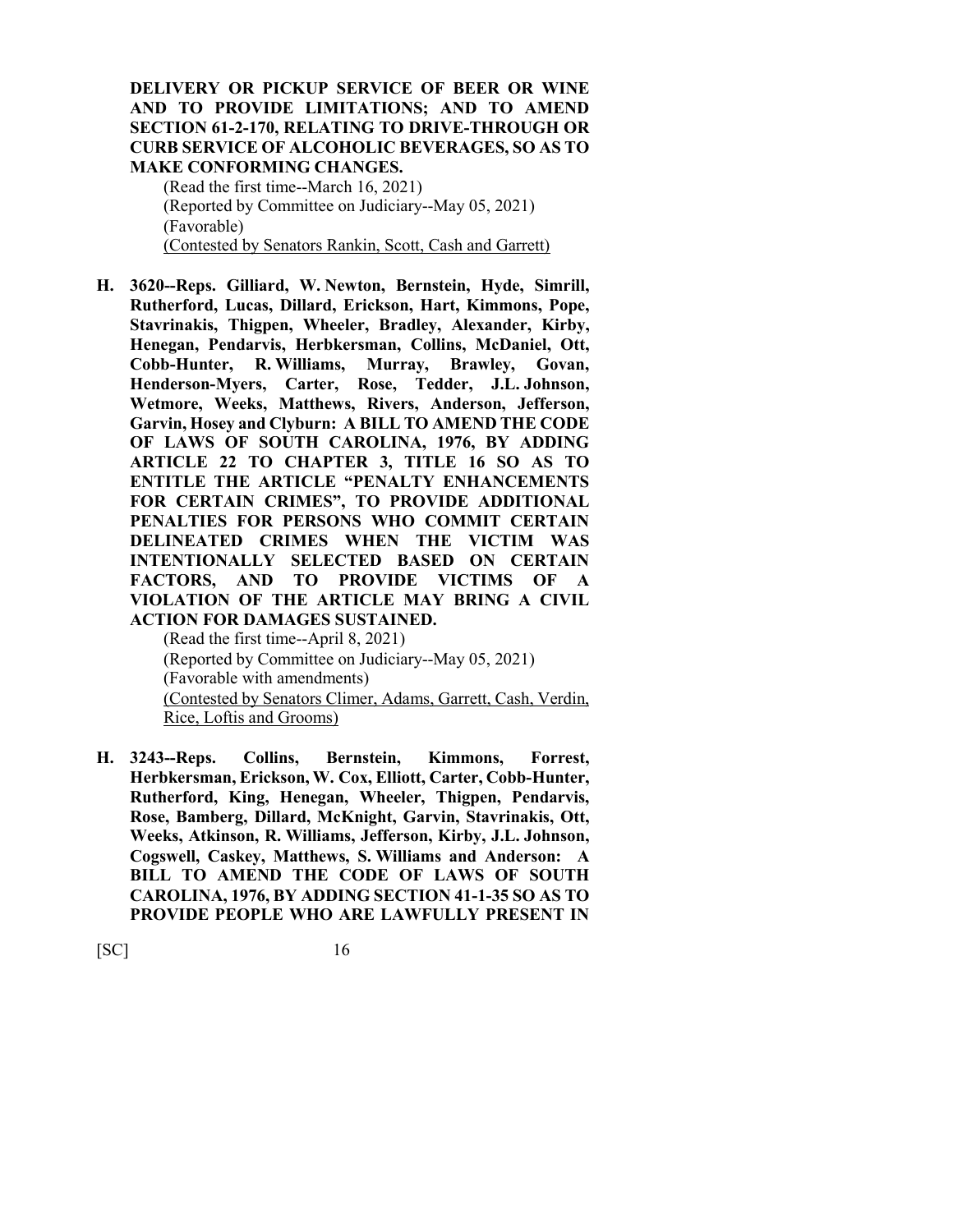**DELIVERY OR PICKUP SERVICE OF BEER OR WINE AND TO PROVIDE LIMITATIONS; AND TO AMEND SECTION 61-2-170, RELATING TO DRIVE-THROUGH OR CURB SERVICE OF ALCOHOLIC BEVERAGES, SO AS TO MAKE CONFORMING CHANGES.**

(Read the first time--March 16, 2021)
(Reported by Committee on Judiciary--May 05, 2021)
(Favorable)
(Contested by Senators Rankin, Scott, Cash and Garrett)

**H. 3620--Reps. Gilliard, W. Newton, Bernstein, Hyde, Simrill, Rutherford, Lucas, Dillard, Erickson, Hart, Kimmons, Pope, Stavrinakis, Thigpen, Wheeler, Bradley, Alexander, Kirby, Henegan, Pendarvis, Herbkersman, Collins, McDaniel, Ott, Cobb-Hunter, R. Williams, Murray, Brawley, Govan, Henderson-Myers, Carter, Rose, Tedder, J.L. Johnson, Wetmore, Weeks, Matthews, Rivers, Anderson, Jefferson, Garvin, Hosey and Clyburn: A BILL TO AMEND THE CODE OF LAWS OF SOUTH CAROLINA, 1976, BY ADDING ARTICLE 22 TO CHAPTER 3, TITLE 16 SO AS TO ENTITLE THE ARTICLE "PENALTY ENHANCEMENTS FOR CERTAIN CRIMES", TO PROVIDE ADDITIONAL PENALTIES FOR PERSONS WHO COMMIT CERTAIN DELINEATED CRIMES WHEN THE VICTIM WAS INTENTIONALLY SELECTED BASED ON CERTAIN FACTORS, AND TO PROVIDE VICTIMS OF A VIOLATION OF THE ARTICLE MAY BRING A CIVIL ACTION FOR DAMAGES SUSTAINED.**

(Read the first time--April 8, 2021)
(Reported by Committee on Judiciary--May 05, 2021)
(Favorable with amendments)
(Contested by Senators Climer, Adams, Garrett, Cash, Verdin, Rice, Loftis and Grooms)

**H. 3243--Reps. Collins, Bernstein, Kimmons, Forrest, Herbkersman, Erickson, W. Cox, Elliott, Carter, Cobb-Hunter, Rutherford, King, Henegan, Wheeler, Thigpen, Pendarvis, Rose, Bamberg, Dillard, McKnight, Garvin, Stavrinakis, Ott, Weeks, Atkinson, R. Williams, Jefferson, Kirby, J.L. Johnson, Cogswell, Caskey, Matthews, S. Williams and Anderson: A BILL TO AMEND THE CODE OF LAWS OF SOUTH CAROLINA, 1976, BY ADDING SECTION 41-1-35 SO AS TO PROVIDE PEOPLE WHO ARE LAWFULLY PRESENT IN**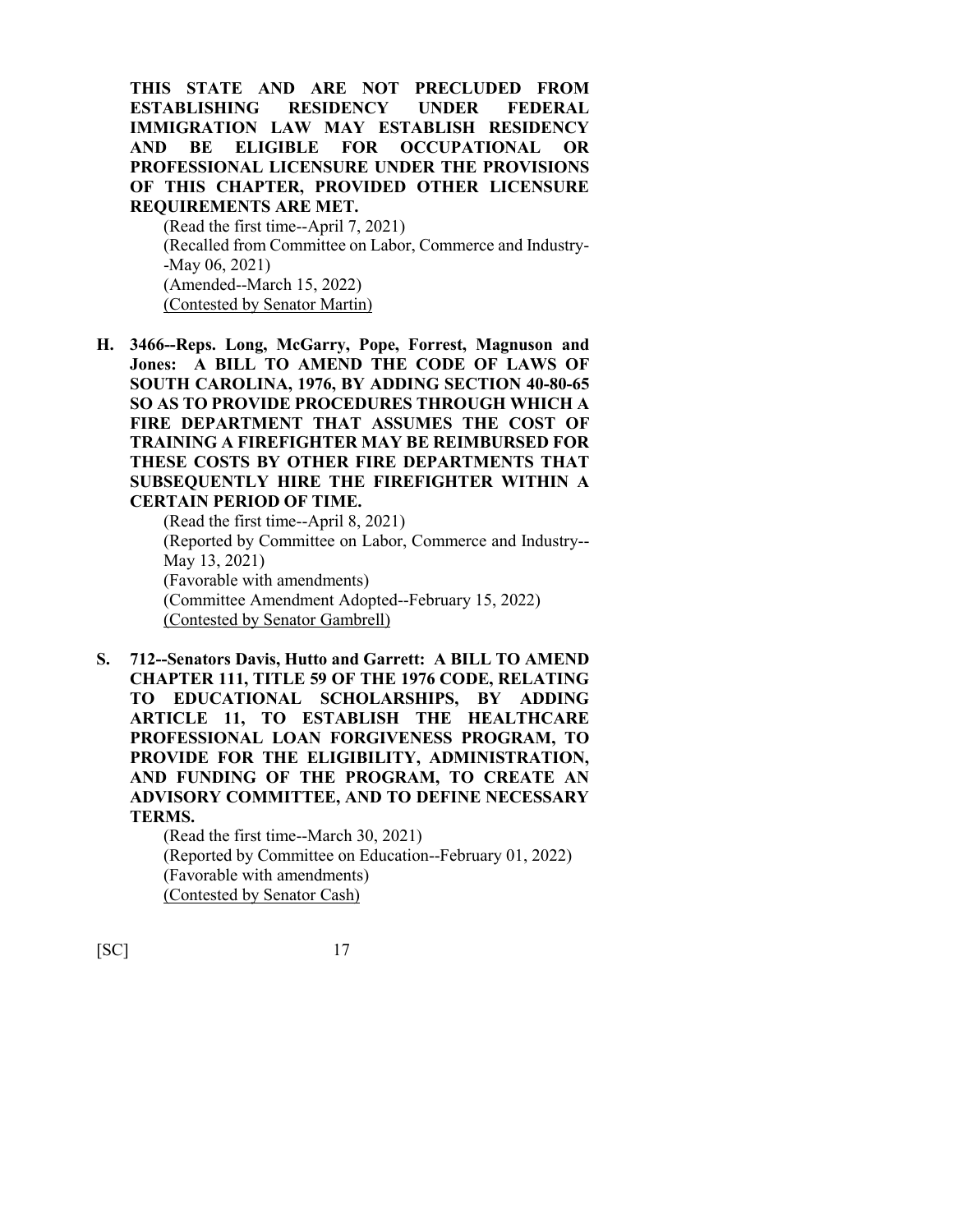**THIS STATE AND ARE NOT PRECLUDED FROM ESTABLISHING RESIDENCY UNDER FEDERAL IMMIGRATION LAW MAY ESTABLISH RESIDENCY AND BE ELIGIBLE FOR OCCUPATIONAL OR PROFESSIONAL LICENSURE UNDER THE PROVISIONS OF THIS CHAPTER, PROVIDED OTHER LICENSURE REQUIREMENTS ARE MET.**

(Read the first time--April 7, 2021)
(Recalled from Committee on Labor, Commerce and Industry--May 06, 2021)
(Amended--March 15, 2022)
<u>(Contested by Senator Martin)</u>

**H. 3466--Reps. Long, McGarry, Pope, Forrest, Magnuson and Jones: A BILL TO AMEND THE CODE OF LAWS OF SOUTH CAROLINA, 1976, BY ADDING SECTION 40-80-65 SO AS TO PROVIDE PROCEDURES THROUGH WHICH A FIRE DEPARTMENT THAT ASSUMES THE COST OF TRAINING A FIREFIGHTER MAY BE REIMBURSED FOR THESE COSTS BY OTHER FIRE DEPARTMENTS THAT SUBSEQUENTLY HIRE THE FIREFIGHTER WITHIN A CERTAIN PERIOD OF TIME.**

(Read the first time--April 8, 2021)
(Reported by Committee on Labor, Commerce and Industry--May 13, 2021)
(Favorable with amendments)
(Committee Amendment Adopted--February 15, 2022)
<u>(Contested by Senator Gambrell)</u>

**S. 712--Senators Davis, Hutto and Garrett: A BILL TO AMEND CHAPTER 111, TITLE 59 OF THE 1976 CODE, RELATING TO EDUCATIONAL SCHOLARSHIPS, BY ADDING ARTICLE 11, TO ESTABLISH THE HEALTHCARE PROFESSIONAL LOAN FORGIVENESS PROGRAM, TO PROVIDE FOR THE ELIGIBILITY, ADMINISTRATION, AND FUNDING OF THE PROGRAM, TO CREATE AN ADVISORY COMMITTEE, AND TO DEFINE NECESSARY TERMS.**

(Read the first time--March 30, 2021)
(Reported by Committee on Education--February 01, 2022)
(Favorable with amendments)
<u>(Contested by Senator Cash)</u>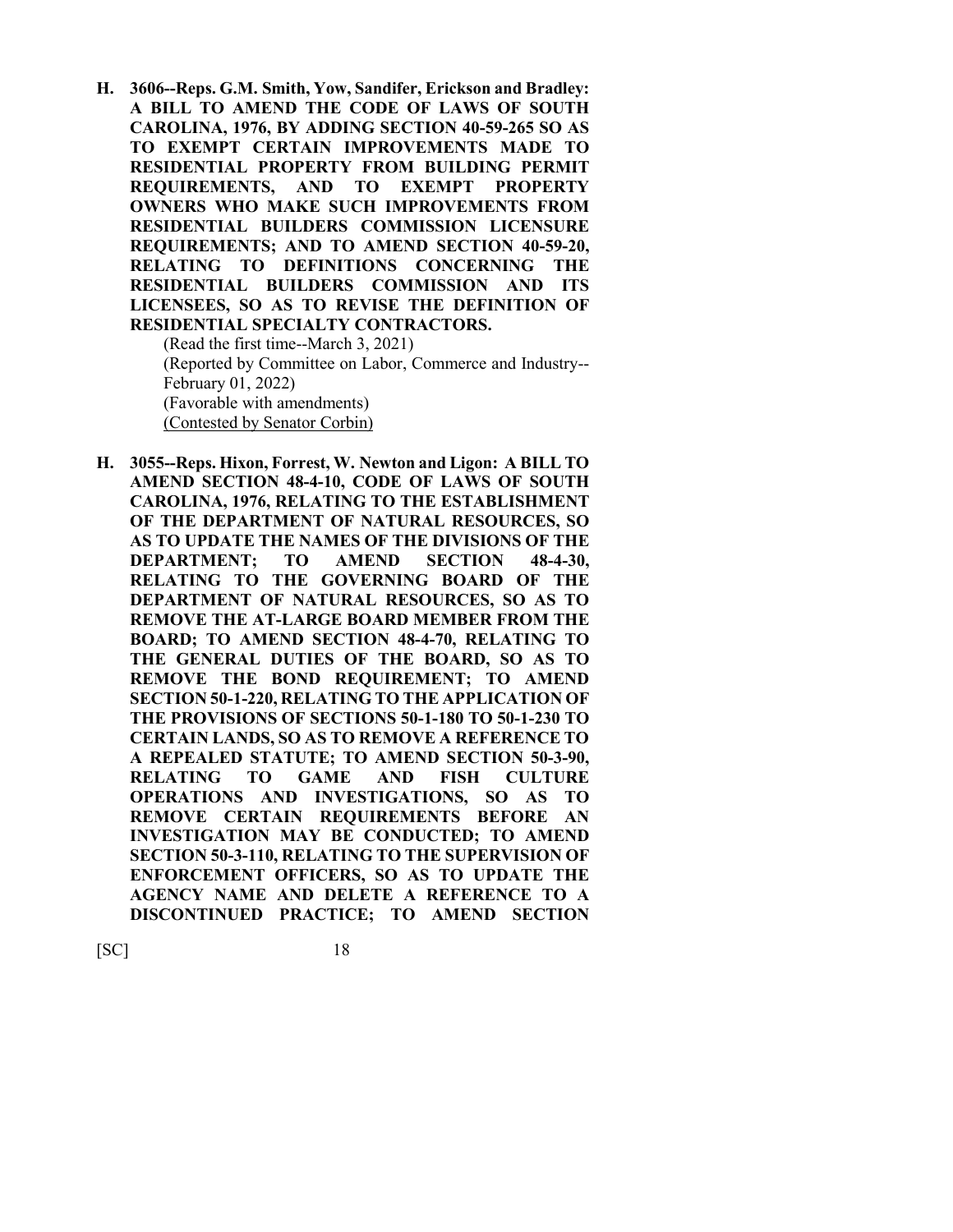**H. 3606--Reps. G.M. Smith, Yow, Sandifer, Erickson and Bradley: A BILL TO AMEND THE CODE OF LAWS OF SOUTH CAROLINA, 1976, BY ADDING SECTION 40-59-265 SO AS TO EXEMPT CERTAIN IMPROVEMENTS MADE TO RESIDENTIAL PROPERTY FROM BUILDING PERMIT REQUIREMENTS, AND TO EXEMPT PROPERTY OWNERS WHO MAKE SUCH IMPROVEMENTS FROM RESIDENTIAL BUILDERS COMMISSION LICENSURE REQUIREMENTS; AND TO AMEND SECTION 40-59-20, RELATING TO DEFINITIONS CONCERNING THE RESIDENTIAL BUILDERS COMMISSION AND ITS LICENSEES, SO AS TO REVISE THE DEFINITION OF RESIDENTIAL SPECIALTY CONTRACTORS.**

(Read the first time--March 3, 2021)
(Reported by Committee on Labor, Commerce and Industry--February 01, 2022)
(Favorable with amendments)
<u>(Contested by Senator Corbin)</u>

**H. 3055--Reps. Hixon, Forrest, W. Newton and Ligon: A BILL TO AMEND SECTION 48-4-10, CODE OF LAWS OF SOUTH CAROLINA, 1976, RELATING TO THE ESTABLISHMENT OF THE DEPARTMENT OF NATURAL RESOURCES, SO AS TO UPDATE THE NAMES OF THE DIVISIONS OF THE DEPARTMENT; TO AMEND SECTION 48-4-30, RELATING TO THE GOVERNING BOARD OF THE DEPARTMENT OF NATURAL RESOURCES, SO AS TO REMOVE THE AT-LARGE BOARD MEMBER FROM THE BOARD; TO AMEND SECTION 48-4-70, RELATING TO THE GENERAL DUTIES OF THE BOARD, SO AS TO REMOVE THE BOND REQUIREMENT; TO AMEND SECTION 50-1-220, RELATING TO THE APPLICATION OF THE PROVISIONS OF SECTIONS 50-1-180 TO 50-1-230 TO CERTAIN LANDS, SO AS TO REMOVE A REFERENCE TO A REPEALED STATUTE; TO AMEND SECTION 50-3-90, RELATING TO GAME AND FISH CULTURE OPERATIONS AND INVESTIGATIONS, SO AS TO REMOVE CERTAIN REQUIREMENTS BEFORE AN INVESTIGATION MAY BE CONDUCTED; TO AMEND SECTION 50-3-110, RELATING TO THE SUPERVISION OF ENFORCEMENT OFFICERS, SO AS TO UPDATE THE AGENCY NAME AND DELETE A REFERENCE TO A DISCONTINUED PRACTICE; TO AMEND SECTION**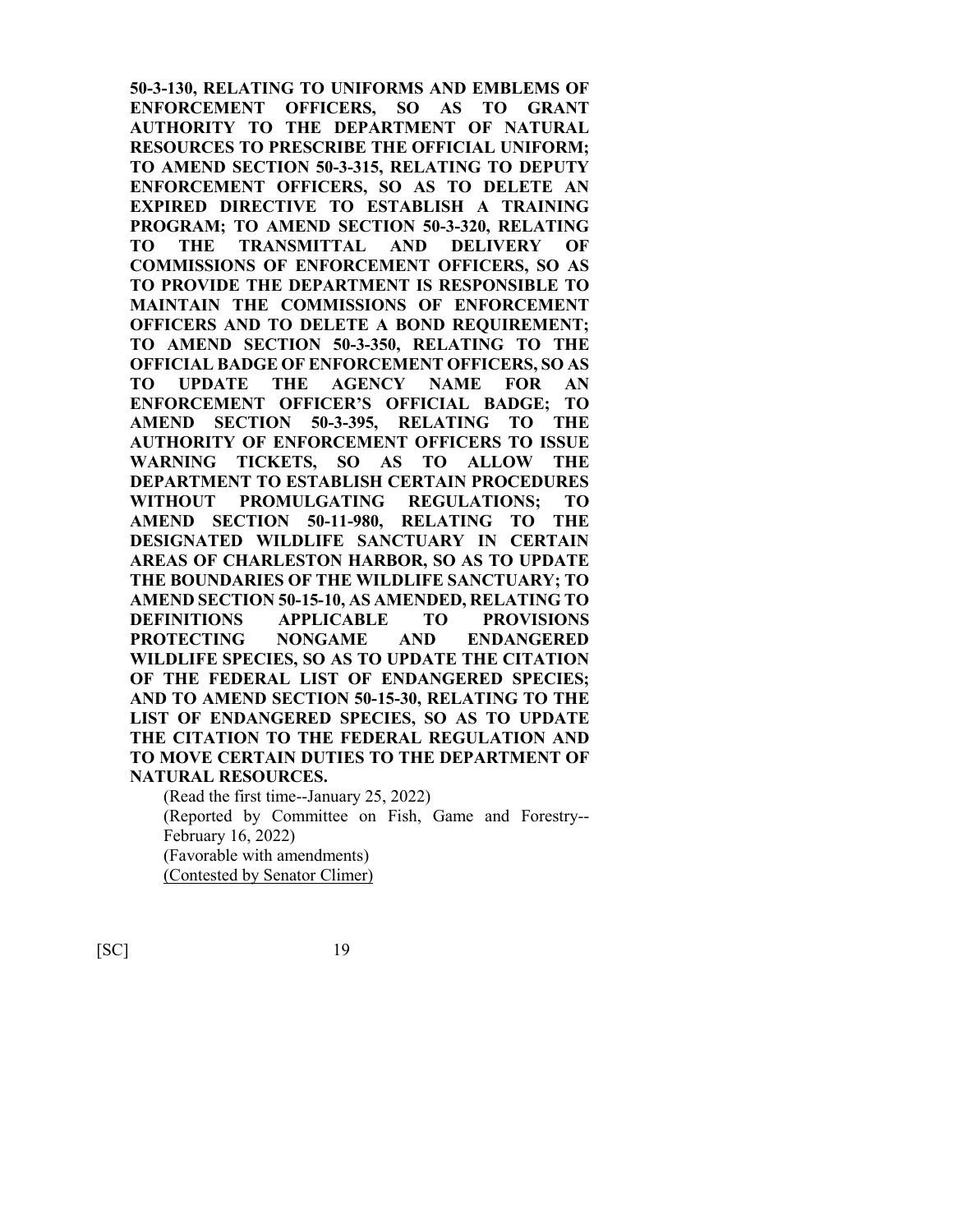**50-3-130, RELATING TO UNIFORMS AND EMBLEMS OF ENFORCEMENT OFFICERS, SO AS TO GRANT AUTHORITY TO THE DEPARTMENT OF NATURAL RESOURCES TO PRESCRIBE THE OFFICIAL UNIFORM; TO AMEND SECTION 50-3-315, RELATING TO DEPUTY ENFORCEMENT OFFICERS, SO AS TO DELETE AN EXPIRED DIRECTIVE TO ESTABLISH A TRAINING PROGRAM; TO AMEND SECTION 50-3-320, RELATING TO THE TRANSMITTAL AND DELIVERY OF COMMISSIONS OF ENFORCEMENT OFFICERS, SO AS TO PROVIDE THE DEPARTMENT IS RESPONSIBLE TO MAINTAIN THE COMMISSIONS OF ENFORCEMENT OFFICERS AND TO DELETE A BOND REQUIREMENT; TO AMEND SECTION 50-3-350, RELATING TO THE OFFICIAL BADGE OF ENFORCEMENT OFFICERS, SO AS TO UPDATE THE AGENCY NAME FOR AN ENFORCEMENT OFFICER'S OFFICIAL BADGE; TO AMEND SECTION 50-3-395, RELATING TO THE AUTHORITY OF ENFORCEMENT OFFICERS TO ISSUE WARNING TICKETS, SO AS TO ALLOW THE DEPARTMENT TO ESTABLISH CERTAIN PROCEDURES WITHOUT PROMULGATING REGULATIONS; TO AMEND SECTION 50-11-980, RELATING TO THE DESIGNATED WILDLIFE SANCTUARY IN CERTAIN AREAS OF CHARLESTON HARBOR, SO AS TO UPDATE THE BOUNDARIES OF THE WILDLIFE SANCTUARY; TO AMEND SECTION 50-15-10, AS AMENDED, RELATING TO DEFINITIONS APPLICABLE TO PROVISIONS PROTECTING NONGAME AND ENDANGERED WILDLIFE SPECIES, SO AS TO UPDATE THE CITATION OF THE FEDERAL LIST OF ENDANGERED SPECIES; AND TO AMEND SECTION 50-15-30, RELATING TO THE LIST OF ENDANGERED SPECIES, SO AS TO UPDATE THE CITATION TO THE FEDERAL REGULATION AND TO MOVE CERTAIN DUTIES TO THE DEPARTMENT OF NATURAL RESOURCES.**

(Read the first time--January 25, 2022)
(Reported by Committee on Fish, Game and Forestry--February 16, 2022)
(Favorable with amendments)
<u>(Contested by Senator Climer)</u>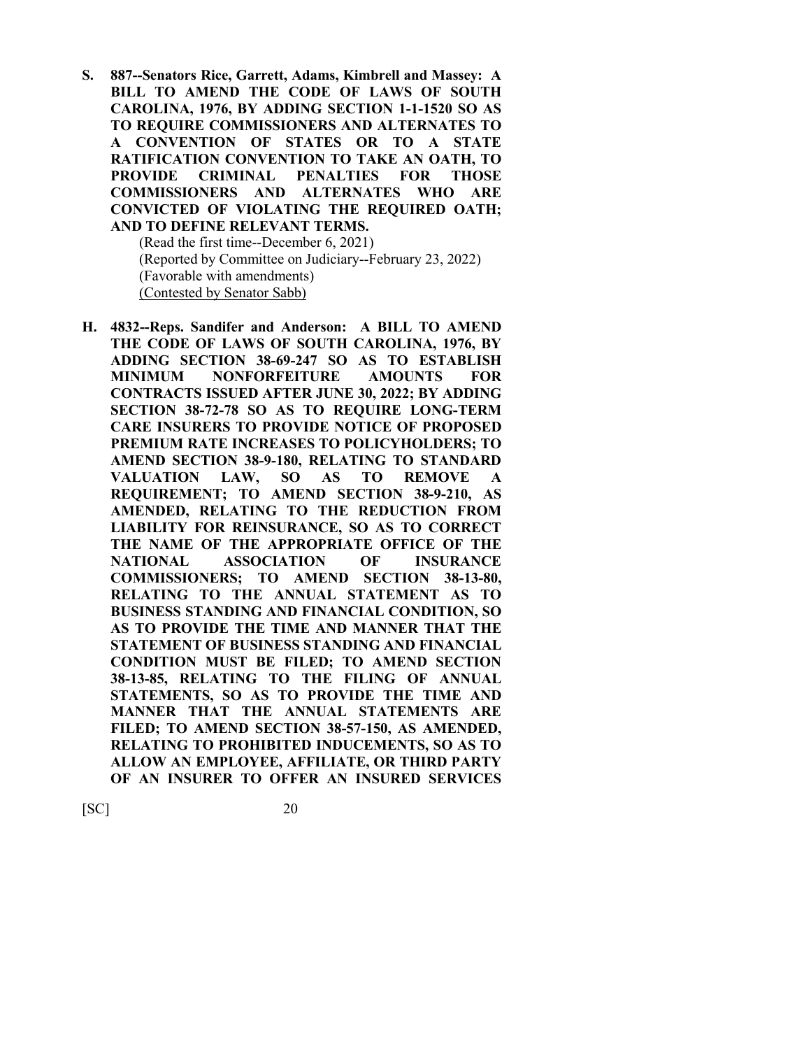**S. 887--Senators Rice, Garrett, Adams, Kimbrell and Massey: A BILL TO AMEND THE CODE OF LAWS OF SOUTH CAROLINA, 1976, BY ADDING SECTION 1-1-1520 SO AS TO REQUIRE COMMISSIONERS AND ALTERNATES TO A CONVENTION OF STATES OR TO A STATE RATIFICATION CONVENTION TO TAKE AN OATH, TO PROVIDE CRIMINAL PENALTIES FOR THOSE COMMISSIONERS AND ALTERNATES WHO ARE CONVICTED OF VIOLATING THE REQUIRED OATH; AND TO DEFINE RELEVANT TERMS.**

(Read the first time--December 6, 2021)
(Reported by Committee on Judiciary--February 23, 2022)
(Favorable with amendments)
(Contested by Senator Sabb)

**H. 4832--Reps. Sandifer and Anderson: A BILL TO AMEND THE CODE OF LAWS OF SOUTH CAROLINA, 1976, BY ADDING SECTION 38-69-247 SO AS TO ESTABLISH MINIMUM NONFORFEITURE AMOUNTS FOR CONTRACTS ISSUED AFTER JUNE 30, 2022; BY ADDING SECTION 38-72-78 SO AS TO REQUIRE LONG-TERM CARE INSURERS TO PROVIDE NOTICE OF PROPOSED PREMIUM RATE INCREASES TO POLICYHOLDERS; TO AMEND SECTION 38-9-180, RELATING TO STANDARD VALUATION LAW, SO AS TO REMOVE A REQUIREMENT; TO AMEND SECTION 38-9-210, AS AMENDED, RELATING TO THE REDUCTION FROM LIABILITY FOR REINSURANCE, SO AS TO CORRECT THE NAME OF THE APPROPRIATE OFFICE OF THE NATIONAL ASSOCIATION OF INSURANCE COMMISSIONERS; TO AMEND SECTION 38-13-80, RELATING TO THE ANNUAL STATEMENT AS TO BUSINESS STANDING AND FINANCIAL CONDITION, SO AS TO PROVIDE THE TIME AND MANNER THAT THE STATEMENT OF BUSINESS STANDING AND FINANCIAL CONDITION MUST BE FILED; TO AMEND SECTION 38-13-85, RELATING TO THE FILING OF ANNUAL STATEMENTS, SO AS TO PROVIDE THE TIME AND MANNER THAT THE ANNUAL STATEMENTS ARE FILED; TO AMEND SECTION 38-57-150, AS AMENDED, RELATING TO PROHIBITED INDUCEMENTS, SO AS TO ALLOW AN EMPLOYEE, AFFILIATE, OR THIRD PARTY OF AN INSURER TO OFFER AN INSURED SERVICES**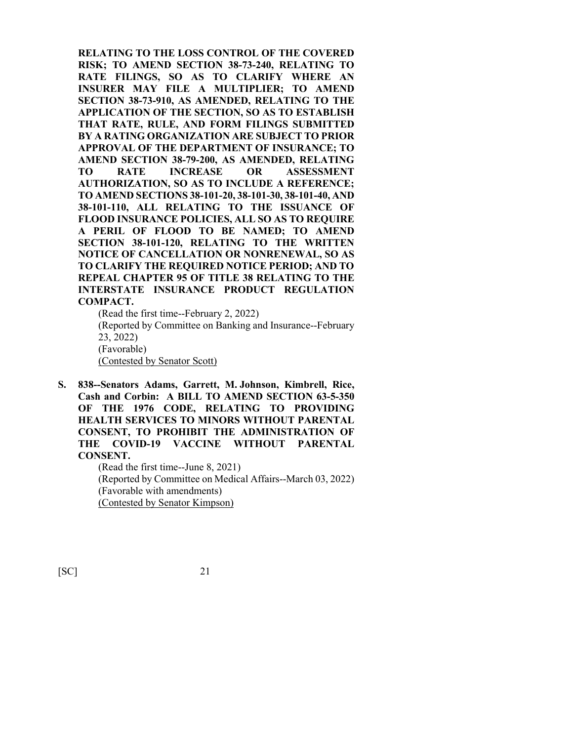**RELATING TO THE LOSS CONTROL OF THE COVERED RISK; TO AMEND SECTION 38-73-240, RELATING TO RATE FILINGS, SO AS TO CLARIFY WHERE AN INSURER MAY FILE A MULTIPLIER; TO AMEND SECTION 38-73-910, AS AMENDED, RELATING TO THE APPLICATION OF THE SECTION, SO AS TO ESTABLISH THAT RATE, RULE, AND FORM FILINGS SUBMITTED BY A RATING ORGANIZATION ARE SUBJECT TO PRIOR APPROVAL OF THE DEPARTMENT OF INSURANCE; TO AMEND SECTION 38-79-200, AS AMENDED, RELATING TO RATE INCREASE OR ASSESSMENT AUTHORIZATION, SO AS TO INCLUDE A REFERENCE; TO AMEND SECTIONS 38-101-20, 38-101-30, 38-101-40, AND 38-101-110, ALL RELATING TO THE ISSUANCE OF FLOOD INSURANCE POLICIES, ALL SO AS TO REQUIRE A PERIL OF FLOOD TO BE NAMED; TO AMEND SECTION 38-101-120, RELATING TO THE WRITTEN NOTICE OF CANCELLATION OR NONRENEWAL, SO AS TO CLARIFY THE REQUIRED NOTICE PERIOD; AND TO REPEAL CHAPTER 95 OF TITLE 38 RELATING TO THE INTERSTATE INSURANCE PRODUCT REGULATION COMPACT.**

(Read the first time--February 2, 2022)
(Reported by Committee on Banking and Insurance--February 23, 2022)
(Favorable)
(Contested by Senator Scott)

**S. 838--Senators Adams, Garrett, M. Johnson, Kimbrell, Rice, Cash and Corbin: A BILL TO AMEND SECTION 63-5-350 OF THE 1976 CODE, RELATING TO PROVIDING HEALTH SERVICES TO MINORS WITHOUT PARENTAL CONSENT, TO PROHIBIT THE ADMINISTRATION OF THE COVID-19 VACCINE WITHOUT PARENTAL CONSENT.**

(Read the first time--June 8, 2021)
(Reported by Committee on Medical Affairs--March 03, 2022)
(Favorable with amendments)
(Contested by Senator Kimpson)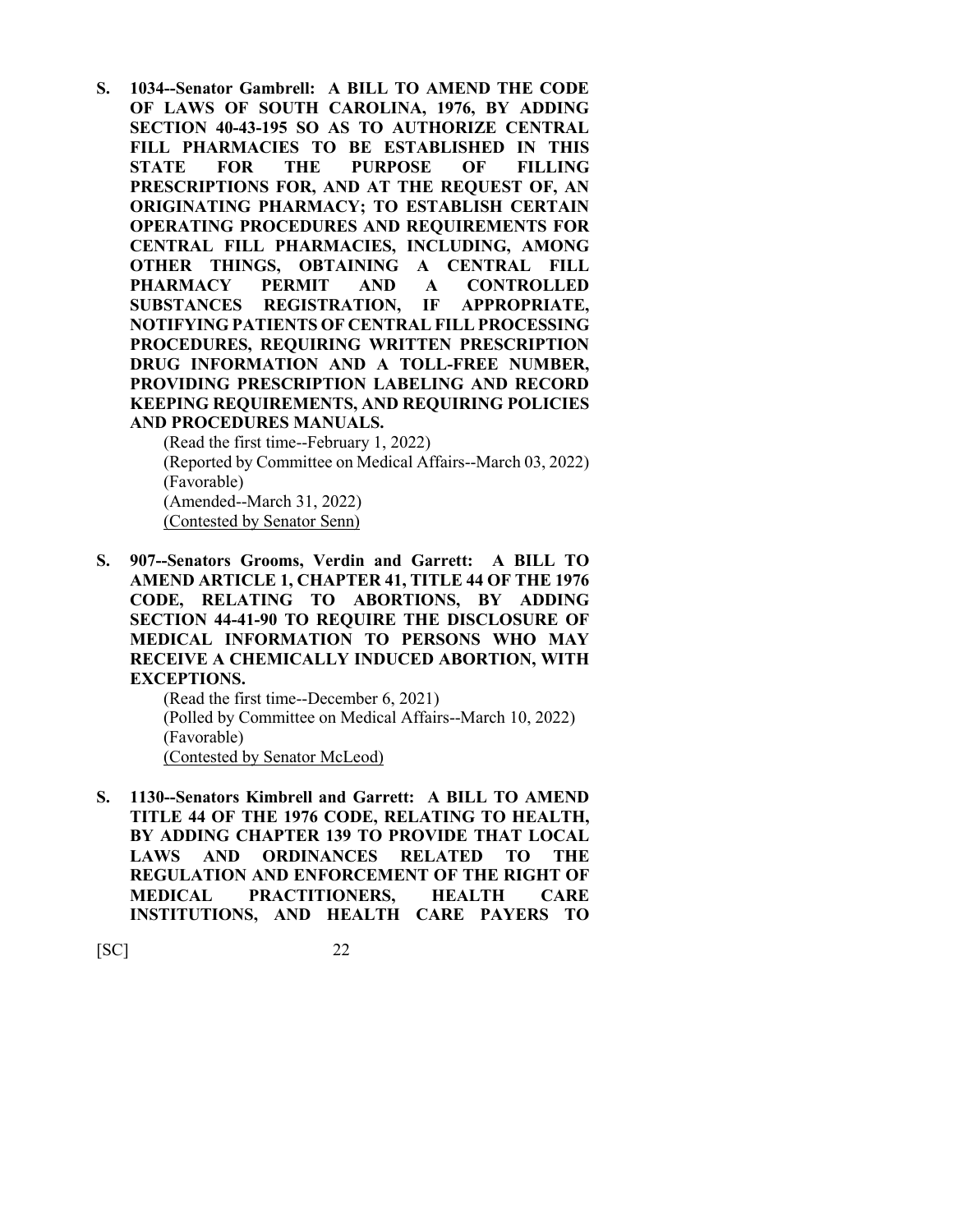**S. 1034--Senator Gambrell: A BILL TO AMEND THE CODE OF LAWS OF SOUTH CAROLINA, 1976, BY ADDING SECTION 40-43-195 SO AS TO AUTHORIZE CENTRAL FILL PHARMACIES TO BE ESTABLISHED IN THIS STATE FOR THE PURPOSE OF FILLING PRESCRIPTIONS FOR, AND AT THE REQUEST OF, AN ORIGINATING PHARMACY; TO ESTABLISH CERTAIN OPERATING PROCEDURES AND REQUIREMENTS FOR CENTRAL FILL PHARMACIES, INCLUDING, AMONG OTHER THINGS, OBTAINING A CENTRAL FILL PHARMACY PERMIT AND A CONTROLLED SUBSTANCES REGISTRATION, IF APPROPRIATE, NOTIFYING PATIENTS OF CENTRAL FILL PROCESSING PROCEDURES, REQUIRING WRITTEN PRESCRIPTION DRUG INFORMATION AND A TOLL-FREE NUMBER, PROVIDING PRESCRIPTION LABELING AND RECORD KEEPING REQUIREMENTS, AND REQUIRING POLICIES AND PROCEDURES MANUALS.**

(Read the first time--February 1, 2022)
(Reported by Committee on Medical Affairs--March 03, 2022)
(Favorable)
(Amended--March 31, 2022)
<u>(Contested by Senator Senn)</u>

**S. 907--Senators Grooms, Verdin and Garrett: A BILL TO AMEND ARTICLE 1, CHAPTER 41, TITLE 44 OF THE 1976 CODE, RELATING TO ABORTIONS, BY ADDING SECTION 44-41-90 TO REQUIRE THE DISCLOSURE OF MEDICAL INFORMATION TO PERSONS WHO MAY RECEIVE A CHEMICALLY INDUCED ABORTION, WITH EXCEPTIONS.**

(Read the first time--December 6, 2021)
(Polled by Committee on Medical Affairs--March 10, 2022)
(Favorable)
<u>(Contested by Senator McLeod)</u>

**S. 1130--Senators Kimbrell and Garrett: A BILL TO AMEND TITLE 44 OF THE 1976 CODE, RELATING TO HEALTH, BY ADDING CHAPTER 139 TO PROVIDE THAT LOCAL LAWS AND ORDINANCES RELATED TO THE REGULATION AND ENFORCEMENT OF THE RIGHT OF MEDICAL PRACTITIONERS, HEALTH CARE INSTITUTIONS, AND HEALTH CARE PAYERS TO**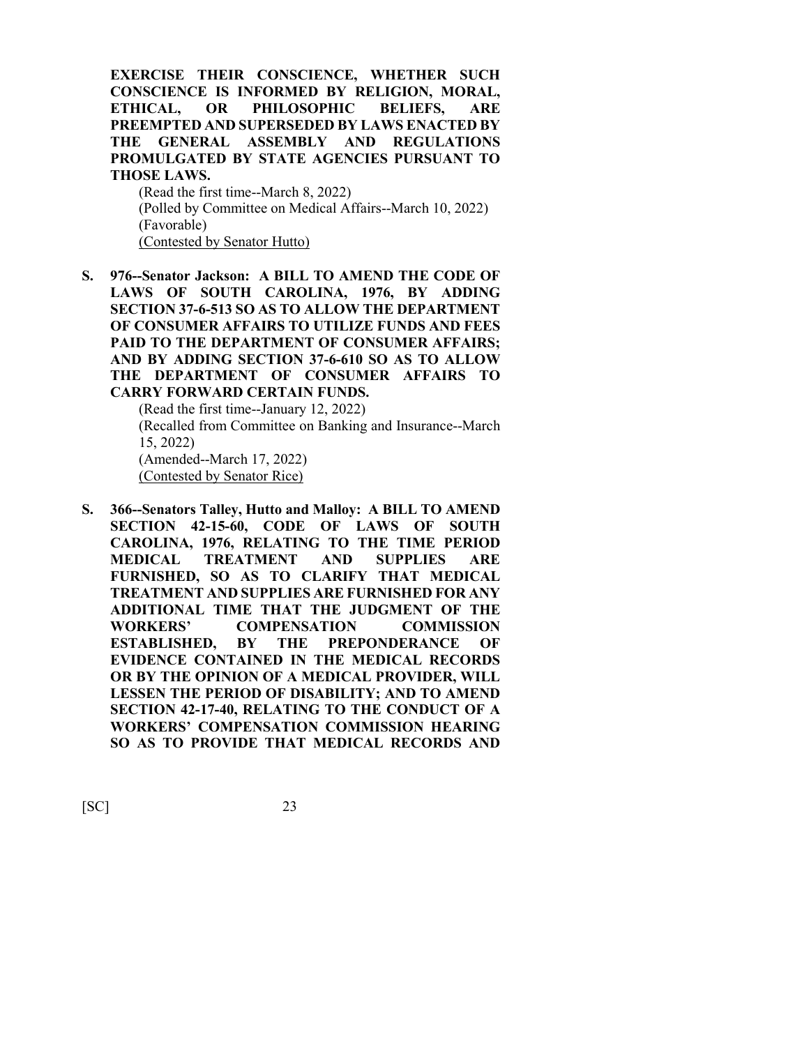**EXERCISE THEIR CONSCIENCE, WHETHER SUCH CONSCIENCE IS INFORMED BY RELIGION, MORAL, ETHICAL, OR PHILOSOPHIC BELIEFS, ARE PREEMPTED AND SUPERSEDED BY LAWS ENACTED BY THE GENERAL ASSEMBLY AND REGULATIONS PROMULGATED BY STATE AGENCIES PURSUANT TO THOSE LAWS.**

(Read the first time--March 8, 2022)
(Polled by Committee on Medical Affairs--March 10, 2022)
(Favorable)
(Contested by Senator Hutto)

**S. 976--Senator Jackson: A BILL TO AMEND THE CODE OF LAWS OF SOUTH CAROLINA, 1976, BY ADDING SECTION 37-6-513 SO AS TO ALLOW THE DEPARTMENT OF CONSUMER AFFAIRS TO UTILIZE FUNDS AND FEES PAID TO THE DEPARTMENT OF CONSUMER AFFAIRS; AND BY ADDING SECTION 37-6-610 SO AS TO ALLOW THE DEPARTMENT OF CONSUMER AFFAIRS TO CARRY FORWARD CERTAIN FUNDS.**

(Read the first time--January 12, 2022)
(Recalled from Committee on Banking and Insurance--March 15, 2022)
(Amended--March 17, 2022)
(Contested by Senator Rice)

**S. 366--Senators Talley, Hutto and Malloy: A BILL TO AMEND SECTION 42-15-60, CODE OF LAWS OF SOUTH CAROLINA, 1976, RELATING TO THE TIME PERIOD MEDICAL TREATMENT AND SUPPLIES ARE FURNISHED, SO AS TO CLARIFY THAT MEDICAL TREATMENT AND SUPPLIES ARE FURNISHED FOR ANY ADDITIONAL TIME THAT THE JUDGMENT OF THE WORKERS' COMPENSATION COMMISSION ESTABLISHED, BY THE PREPONDERANCE OF EVIDENCE CONTAINED IN THE MEDICAL RECORDS OR BY THE OPINION OF A MEDICAL PROVIDER, WILL LESSEN THE PERIOD OF DISABILITY; AND TO AMEND SECTION 42-17-40, RELATING TO THE CONDUCT OF A WORKERS' COMPENSATION COMMISSION HEARING SO AS TO PROVIDE THAT MEDICAL RECORDS AND**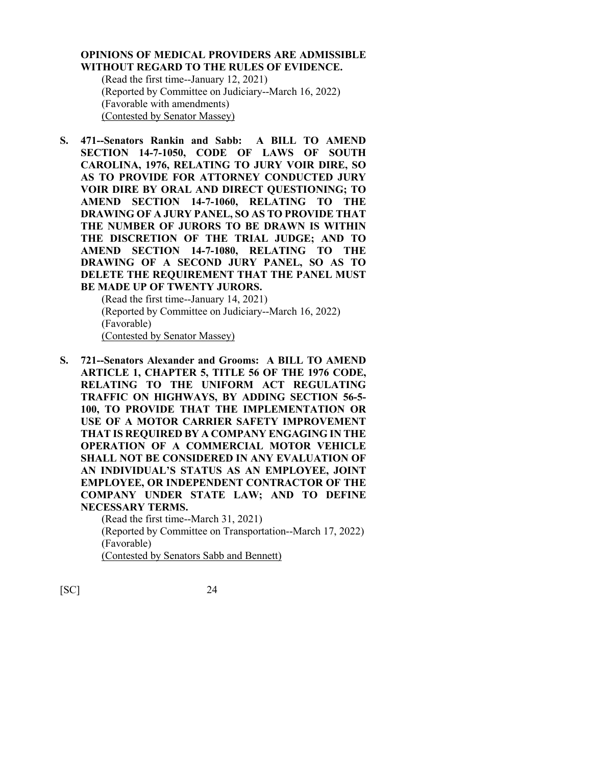**OPINIONS OF MEDICAL PROVIDERS ARE ADMISSIBLE WITHOUT REGARD TO THE RULES OF EVIDENCE.**

(Read the first time--January 12, 2021)
(Reported by Committee on Judiciary--March 16, 2022)
(Favorable with amendments)
(Contested by Senator Massey)

**S. 471--Senators Rankin and Sabb: A BILL TO AMEND SECTION 14-7-1050, CODE OF LAWS OF SOUTH CAROLINA, 1976, RELATING TO JURY VOIR DIRE, SO AS TO PROVIDE FOR ATTORNEY CONDUCTED JURY VOIR DIRE BY ORAL AND DIRECT QUESTIONING; TO AMEND SECTION 14-7-1060, RELATING TO THE DRAWING OF A JURY PANEL, SO AS TO PROVIDE THAT THE NUMBER OF JURORS TO BE DRAWN IS WITHIN THE DISCRETION OF THE TRIAL JUDGE; AND TO AMEND SECTION 14-7-1080, RELATING TO THE DRAWING OF A SECOND JURY PANEL, SO AS TO DELETE THE REQUIREMENT THAT THE PANEL MUST BE MADE UP OF TWENTY JURORS.**

(Read the first time--January 14, 2021)
(Reported by Committee on Judiciary--March 16, 2022)
(Favorable)
(Contested by Senator Massey)

**S. 721--Senators Alexander and Grooms: A BILL TO AMEND ARTICLE 1, CHAPTER 5, TITLE 56 OF THE 1976 CODE, RELATING TO THE UNIFORM ACT REGULATING TRAFFIC ON HIGHWAYS, BY ADDING SECTION 56-5-100, TO PROVIDE THAT THE IMPLEMENTATION OR USE OF A MOTOR CARRIER SAFETY IMPROVEMENT THAT IS REQUIRED BY A COMPANY ENGAGING IN THE OPERATION OF A COMMERCIAL MOTOR VEHICLE SHALL NOT BE CONSIDERED IN ANY EVALUATION OF AN INDIVIDUAL'S STATUS AS AN EMPLOYEE, JOINT EMPLOYEE, OR INDEPENDENT CONTRACTOR OF THE COMPANY UNDER STATE LAW; AND TO DEFINE NECESSARY TERMS.**

(Read the first time--March 31, 2021)
(Reported by Committee on Transportation--March 17, 2022)
(Favorable)
(Contested by Senators Sabb and Bennett)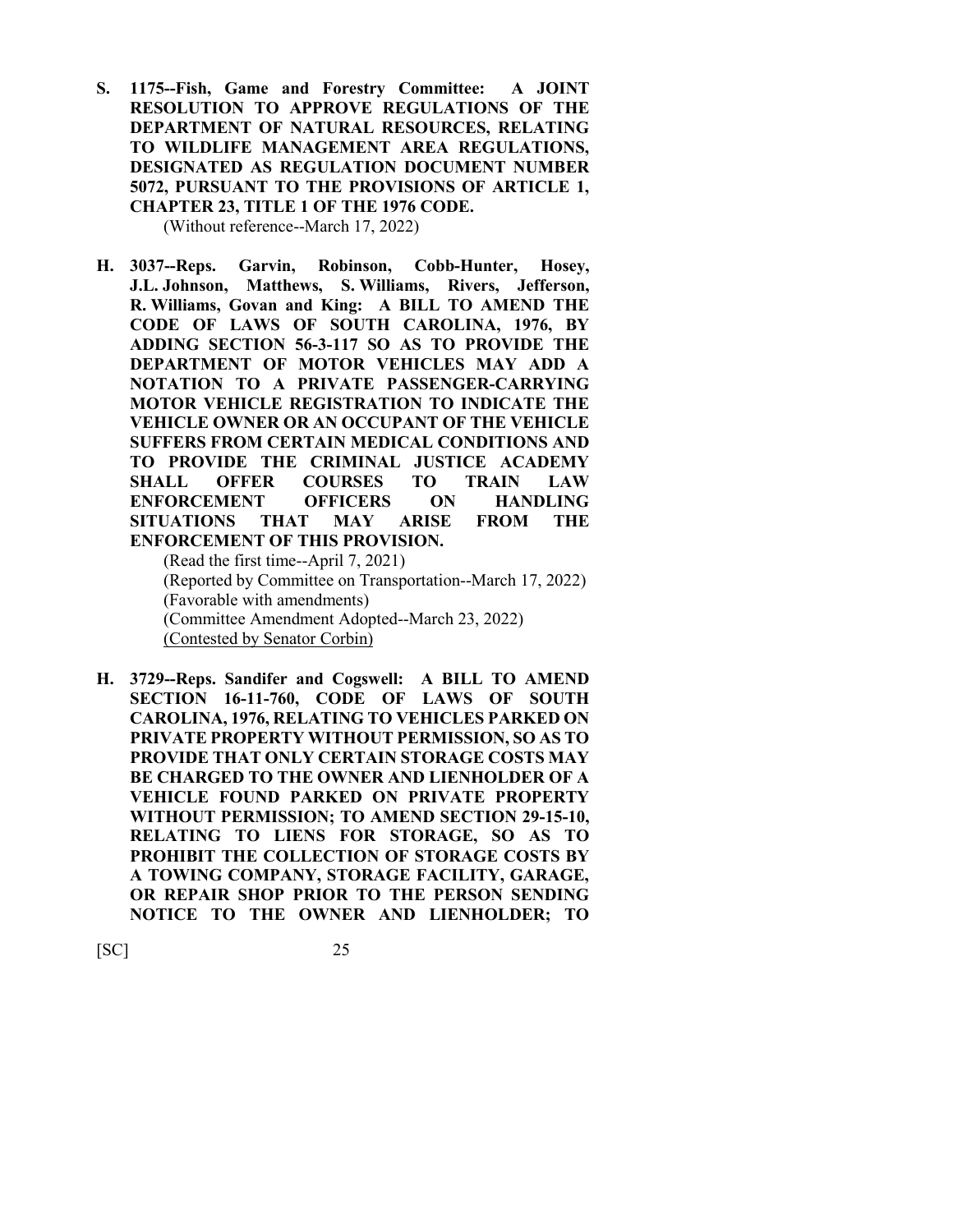**S. 1175--Fish, Game and Forestry Committee: A JOINT RESOLUTION TO APPROVE REGULATIONS OF THE DEPARTMENT OF NATURAL RESOURCES, RELATING TO WILDLIFE MANAGEMENT AREA REGULATIONS, DESIGNATED AS REGULATION DOCUMENT NUMBER 5072, PURSUANT TO THE PROVISIONS OF ARTICLE 1, CHAPTER 23, TITLE 1 OF THE 1976 CODE.**

(Without reference--March 17, 2022)

**H. 3037--Reps. Garvin, Robinson, Cobb-Hunter, Hosey, J.L. Johnson, Matthews, S. Williams, Rivers, Jefferson, R. Williams, Govan and King: A BILL TO AMEND THE CODE OF LAWS OF SOUTH CAROLINA, 1976, BY ADDING SECTION 56-3-117 SO AS TO PROVIDE THE DEPARTMENT OF MOTOR VEHICLES MAY ADD A NOTATION TO A PRIVATE PASSENGER-CARRYING MOTOR VEHICLE REGISTRATION TO INDICATE THE VEHICLE OWNER OR AN OCCUPANT OF THE VEHICLE SUFFERS FROM CERTAIN MEDICAL CONDITIONS AND TO PROVIDE THE CRIMINAL JUSTICE ACADEMY SHALL OFFER COURSES TO TRAIN LAW ENFORCEMENT OFFICERS ON HANDLING SITUATIONS THAT MAY ARISE FROM THE ENFORCEMENT OF THIS PROVISION.**

(Read the first time--April 7, 2021)
(Reported by Committee on Transportation--March 17, 2022)
(Favorable with amendments)
(Committee Amendment Adopted--March 23, 2022)
(Contested by Senator Corbin)

**H. 3729--Reps. Sandifer and Cogswell: A BILL TO AMEND SECTION 16-11-760, CODE OF LAWS OF SOUTH CAROLINA, 1976, RELATING TO VEHICLES PARKED ON PRIVATE PROPERTY WITHOUT PERMISSION, SO AS TO PROVIDE THAT ONLY CERTAIN STORAGE COSTS MAY BE CHARGED TO THE OWNER AND LIENHOLDER OF A VEHICLE FOUND PARKED ON PRIVATE PROPERTY WITHOUT PERMISSION; TO AMEND SECTION 29-15-10, RELATING TO LIENS FOR STORAGE, SO AS TO PROHIBIT THE COLLECTION OF STORAGE COSTS BY A TOWING COMPANY, STORAGE FACILITY, GARAGE, OR REPAIR SHOP PRIOR TO THE PERSON SENDING NOTICE TO THE OWNER AND LIENHOLDER; TO**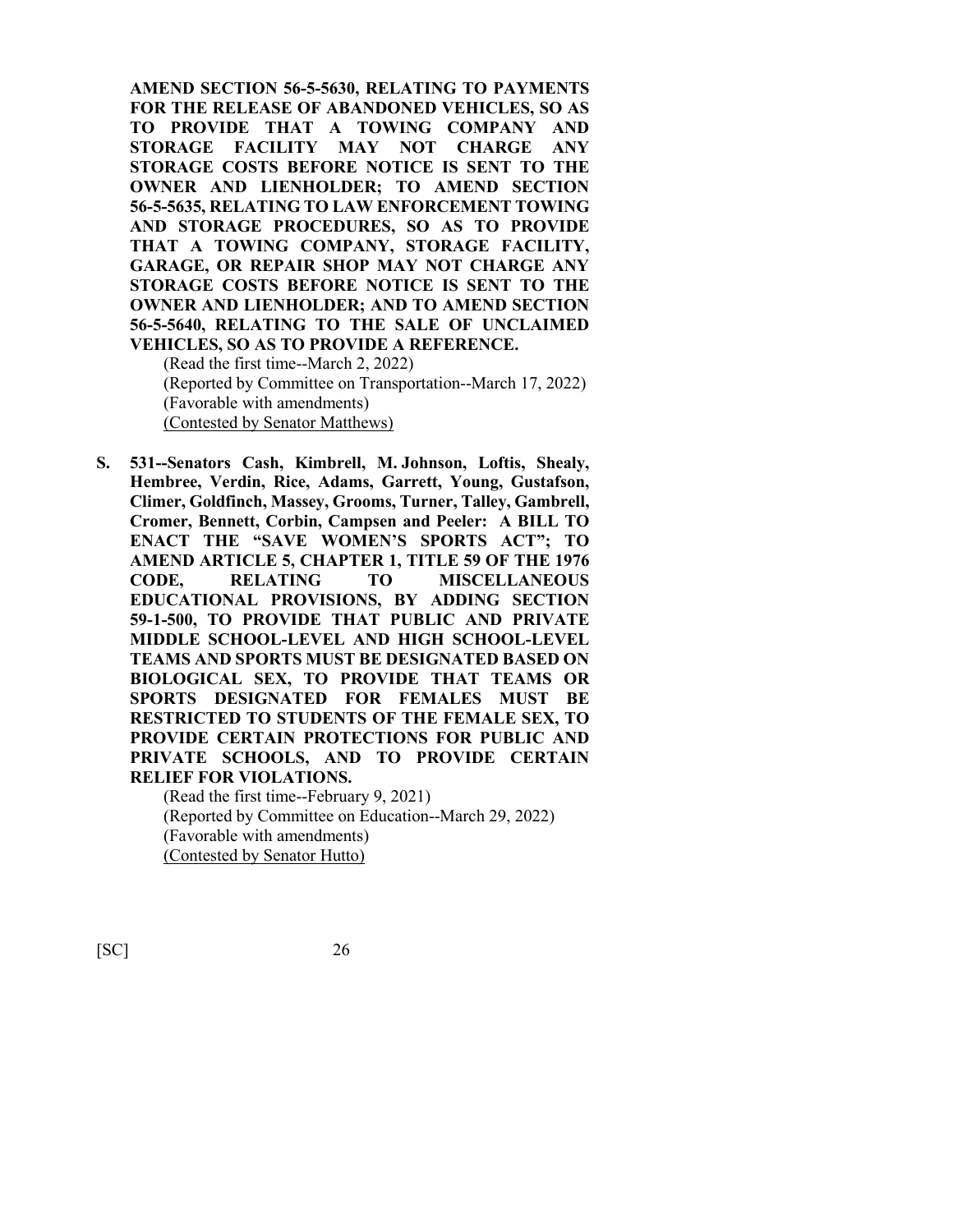**AMEND SECTION 56-5-5630, RELATING TO PAYMENTS FOR THE RELEASE OF ABANDONED VEHICLES, SO AS TO PROVIDE THAT A TOWING COMPANY AND STORAGE FACILITY MAY NOT CHARGE ANY STORAGE COSTS BEFORE NOTICE IS SENT TO THE OWNER AND LIENHOLDER; TO AMEND SECTION 56-5-5635, RELATING TO LAW ENFORCEMENT TOWING AND STORAGE PROCEDURES, SO AS TO PROVIDE THAT A TOWING COMPANY, STORAGE FACILITY, GARAGE, OR REPAIR SHOP MAY NOT CHARGE ANY STORAGE COSTS BEFORE NOTICE IS SENT TO THE OWNER AND LIENHOLDER; AND TO AMEND SECTION 56-5-5640, RELATING TO THE SALE OF UNCLAIMED VEHICLES, SO AS TO PROVIDE A REFERENCE.**

(Read the first time--March 2, 2022)
(Reported by Committee on Transportation--March 17, 2022)
(Favorable with amendments)
(Contested by Senator Matthews)

**S. 531--Senators Cash, Kimbrell, M. Johnson, Loftis, Shealy, Hembree, Verdin, Rice, Adams, Garrett, Young, Gustafson, Climer, Goldfinch, Massey, Grooms, Turner, Talley, Gambrell, Cromer, Bennett, Corbin, Campsen and Peeler: A BILL TO ENACT THE "SAVE WOMEN'S SPORTS ACT"; TO AMEND ARTICLE 5, CHAPTER 1, TITLE 59 OF THE 1976 CODE, RELATING TO MISCELLANEOUS EDUCATIONAL PROVISIONS, BY ADDING SECTION 59-1-500, TO PROVIDE THAT PUBLIC AND PRIVATE MIDDLE SCHOOL-LEVEL AND HIGH SCHOOL-LEVEL TEAMS AND SPORTS MUST BE DESIGNATED BASED ON BIOLOGICAL SEX, TO PROVIDE THAT TEAMS OR SPORTS DESIGNATED FOR FEMALES MUST BE RESTRICTED TO STUDENTS OF THE FEMALE SEX, TO PROVIDE CERTAIN PROTECTIONS FOR PUBLIC AND PRIVATE SCHOOLS, AND TO PROVIDE CERTAIN RELIEF FOR VIOLATIONS.**

(Read the first time--February 9, 2021)
(Reported by Committee on Education--March 29, 2022)
(Favorable with amendments)
(Contested by Senator Hutto)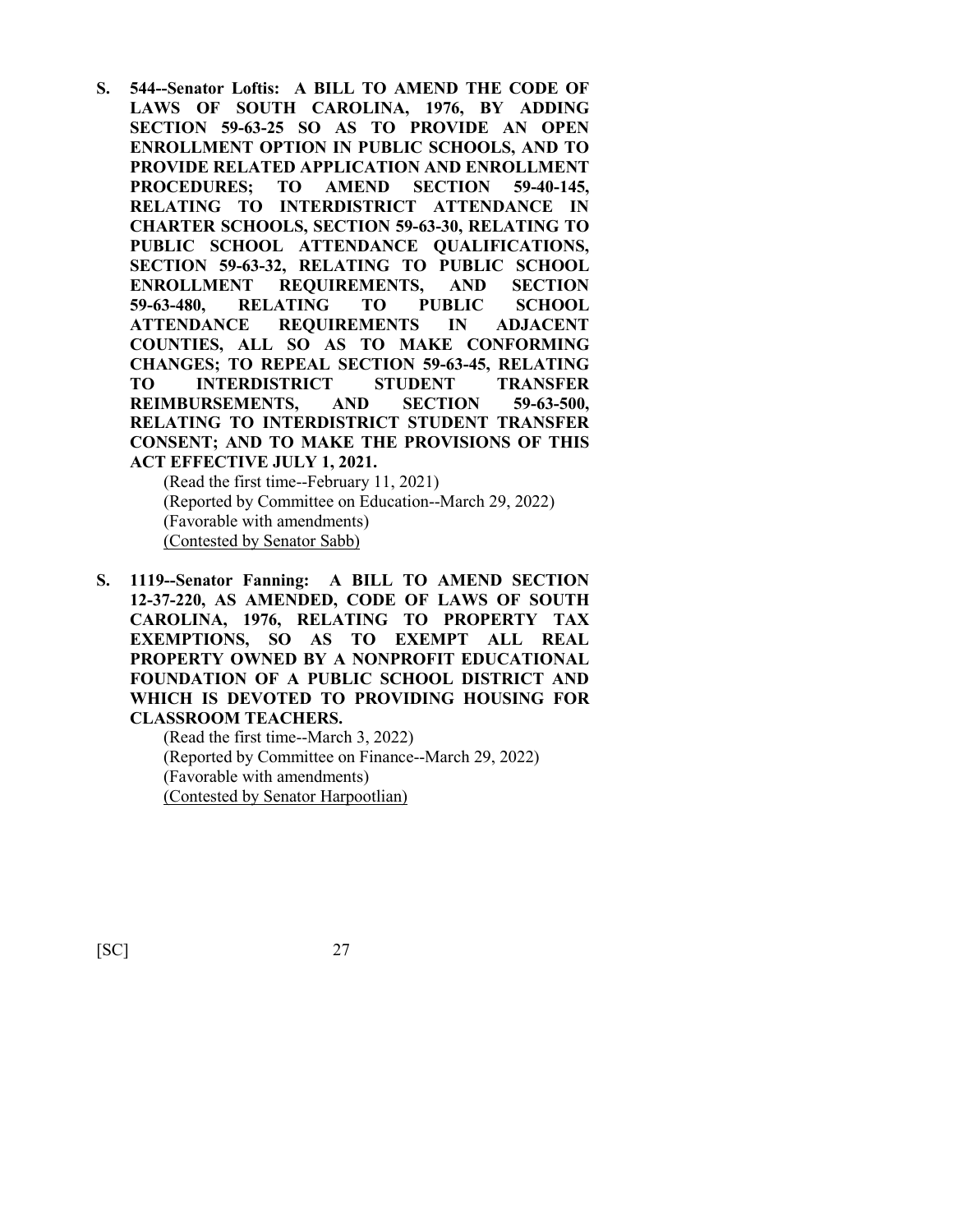**S. 544--Senator Loftis: A BILL TO AMEND THE CODE OF LAWS OF SOUTH CAROLINA, 1976, BY ADDING SECTION 59-63-25 SO AS TO PROVIDE AN OPEN ENROLLMENT OPTION IN PUBLIC SCHOOLS, AND TO PROVIDE RELATED APPLICATION AND ENROLLMENT PROCEDURES; TO AMEND SECTION 59-40-145, RELATING TO INTERDISTRICT ATTENDANCE IN CHARTER SCHOOLS, SECTION 59-63-30, RELATING TO PUBLIC SCHOOL ATTENDANCE QUALIFICATIONS, SECTION 59-63-32, RELATING TO PUBLIC SCHOOL ENROLLMENT REQUIREMENTS, AND SECTION 59-63-480, RELATING TO PUBLIC SCHOOL ATTENDANCE REQUIREMENTS IN ADJACENT COUNTIES, ALL SO AS TO MAKE CONFORMING CHANGES; TO REPEAL SECTION 59-63-45, RELATING TO INTERDISTRICT STUDENT TRANSFER REIMBURSEMENTS, AND SECTION 59-63-500, RELATING TO INTERDISTRICT STUDENT TRANSFER CONSENT; AND TO MAKE THE PROVISIONS OF THIS ACT EFFECTIVE JULY 1, 2021.**

(Read the first time--February 11, 2021)
(Reported by Committee on Education--March 29, 2022)
(Favorable with amendments)
<u>(Contested by Senator Sabb)</u>

**S. 1119--Senator Fanning: A BILL TO AMEND SECTION 12-37-220, AS AMENDED, CODE OF LAWS OF SOUTH CAROLINA, 1976, RELATING TO PROPERTY TAX EXEMPTIONS, SO AS TO EXEMPT ALL REAL PROPERTY OWNED BY A NONPROFIT EDUCATIONAL FOUNDATION OF A PUBLIC SCHOOL DISTRICT AND WHICH IS DEVOTED TO PROVIDING HOUSING FOR CLASSROOM TEACHERS.**

(Read the first time--March 3, 2022)
(Reported by Committee on Finance--March 29, 2022)
(Favorable with amendments)
<u>(Contested by Senator Harpootlian)</u>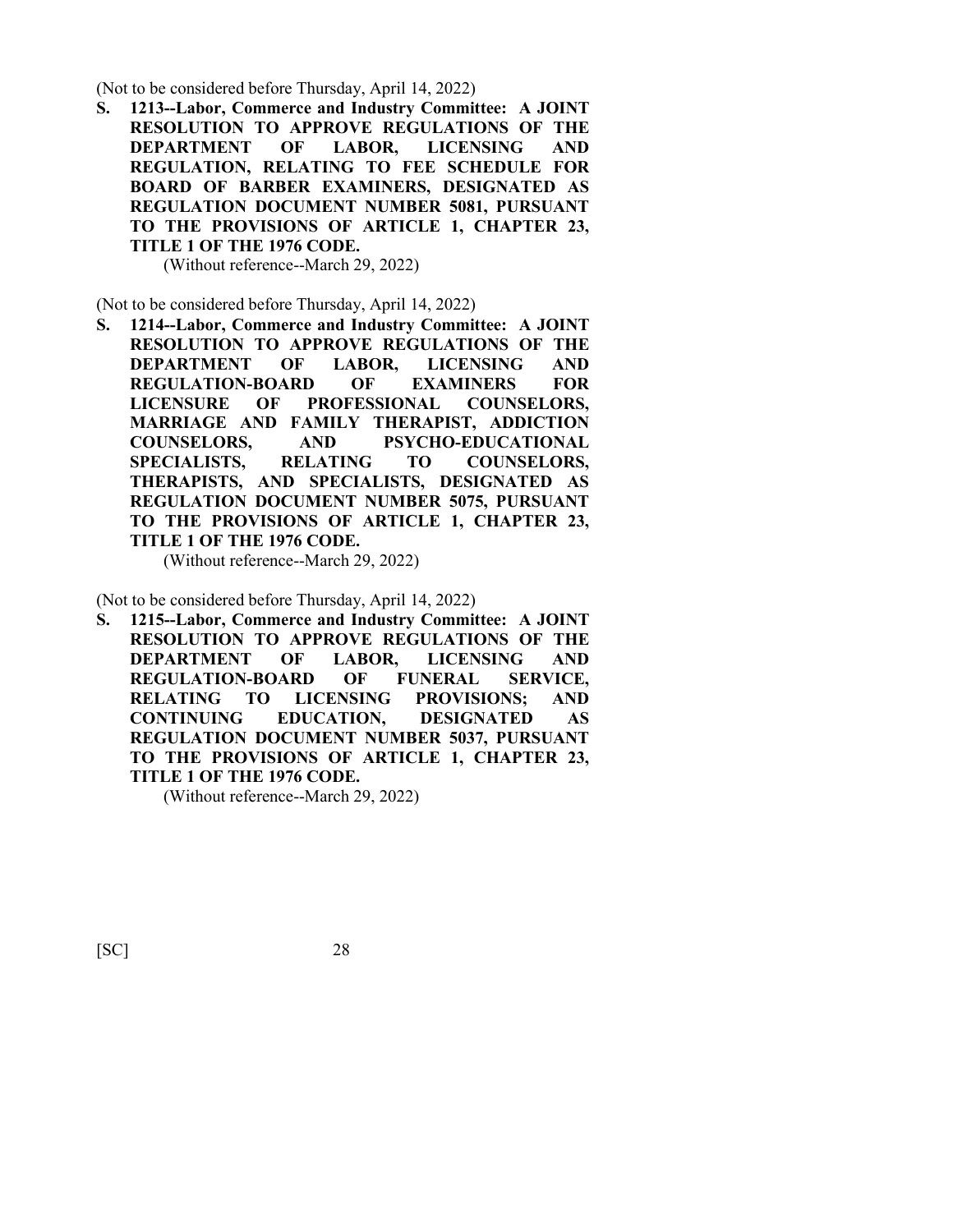(Not to be considered before Thursday, April 14, 2022)

**S. 1213--Labor, Commerce and Industry Committee: A JOINT RESOLUTION TO APPROVE REGULATIONS OF THE DEPARTMENT OF LABOR, LICENSING AND REGULATION, RELATING TO FEE SCHEDULE FOR BOARD OF BARBER EXAMINERS, DESIGNATED AS REGULATION DOCUMENT NUMBER 5081, PURSUANT TO THE PROVISIONS OF ARTICLE 1, CHAPTER 23, TITLE 1 OF THE 1976 CODE.**

(Without reference--March 29, 2022)

(Not to be considered before Thursday, April 14, 2022)

**S. 1214--Labor, Commerce and Industry Committee: A JOINT RESOLUTION TO APPROVE REGULATIONS OF THE DEPARTMENT OF LABOR, LICENSING AND REGULATION-BOARD OF EXAMINERS FOR LICENSURE OF PROFESSIONAL COUNSELORS, MARRIAGE AND FAMILY THERAPIST, ADDICTION COUNSELORS, AND PSYCHO-EDUCATIONAL SPECIALISTS, RELATING TO COUNSELORS, THERAPISTS, AND SPECIALISTS, DESIGNATED AS REGULATION DOCUMENT NUMBER 5075, PURSUANT TO THE PROVISIONS OF ARTICLE 1, CHAPTER 23, TITLE 1 OF THE 1976 CODE.**

(Without reference--March 29, 2022)

(Not to be considered before Thursday, April 14, 2022)

**S. 1215--Labor, Commerce and Industry Committee: A JOINT RESOLUTION TO APPROVE REGULATIONS OF THE DEPARTMENT OF LABOR, LICENSING AND REGULATION-BOARD OF FUNERAL SERVICE, RELATING TO LICENSING PROVISIONS; AND CONTINUING EDUCATION, DESIGNATED AS REGULATION DOCUMENT NUMBER 5037, PURSUANT TO THE PROVISIONS OF ARTICLE 1, CHAPTER 23, TITLE 1 OF THE 1976 CODE.**

(Without reference--March 29, 2022)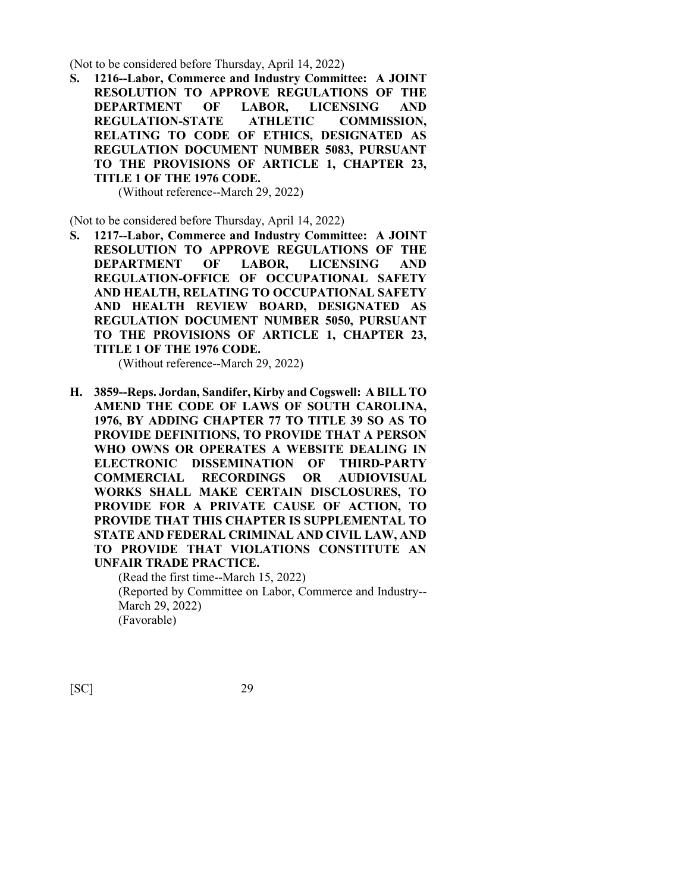(Not to be considered before Thursday, April 14, 2022)

**S. 1216--Labor, Commerce and Industry Committee: A JOINT RESOLUTION TO APPROVE REGULATIONS OF THE DEPARTMENT OF LABOR, LICENSING AND REGULATION-STATE ATHLETIC COMMISSION, RELATING TO CODE OF ETHICS, DESIGNATED AS REGULATION DOCUMENT NUMBER 5083, PURSUANT TO THE PROVISIONS OF ARTICLE 1, CHAPTER 23, TITLE 1 OF THE 1976 CODE.**

(Without reference--March 29, 2022)

(Not to be considered before Thursday, April 14, 2022)

**S. 1217--Labor, Commerce and Industry Committee: A JOINT RESOLUTION TO APPROVE REGULATIONS OF THE DEPARTMENT OF LABOR, LICENSING AND REGULATION-OFFICE OF OCCUPATIONAL SAFETY AND HEALTH, RELATING TO OCCUPATIONAL SAFETY AND HEALTH REVIEW BOARD, DESIGNATED AS REGULATION DOCUMENT NUMBER 5050, PURSUANT TO THE PROVISIONS OF ARTICLE 1, CHAPTER 23, TITLE 1 OF THE 1976 CODE.**

(Without reference--March 29, 2022)

**H. 3859--Reps. Jordan, Sandifer, Kirby and Cogswell: A BILL TO AMEND THE CODE OF LAWS OF SOUTH CAROLINA, 1976, BY ADDING CHAPTER 77 TO TITLE 39 SO AS TO PROVIDE DEFINITIONS, TO PROVIDE THAT A PERSON WHO OWNS OR OPERATES A WEBSITE DEALING IN ELECTRONIC DISSEMINATION OF THIRD-PARTY COMMERCIAL RECORDINGS OR AUDIOVISUAL WORKS SHALL MAKE CERTAIN DISCLOSURES, TO PROVIDE FOR A PRIVATE CAUSE OF ACTION, TO PROVIDE THAT THIS CHAPTER IS SUPPLEMENTAL TO STATE AND FEDERAL CRIMINAL AND CIVIL LAW, AND TO PROVIDE THAT VIOLATIONS CONSTITUTE AN UNFAIR TRADE PRACTICE.**

(Read the first time--March 15, 2022)
(Reported by Committee on Labor, Commerce and Industry--March 29, 2022)
(Favorable)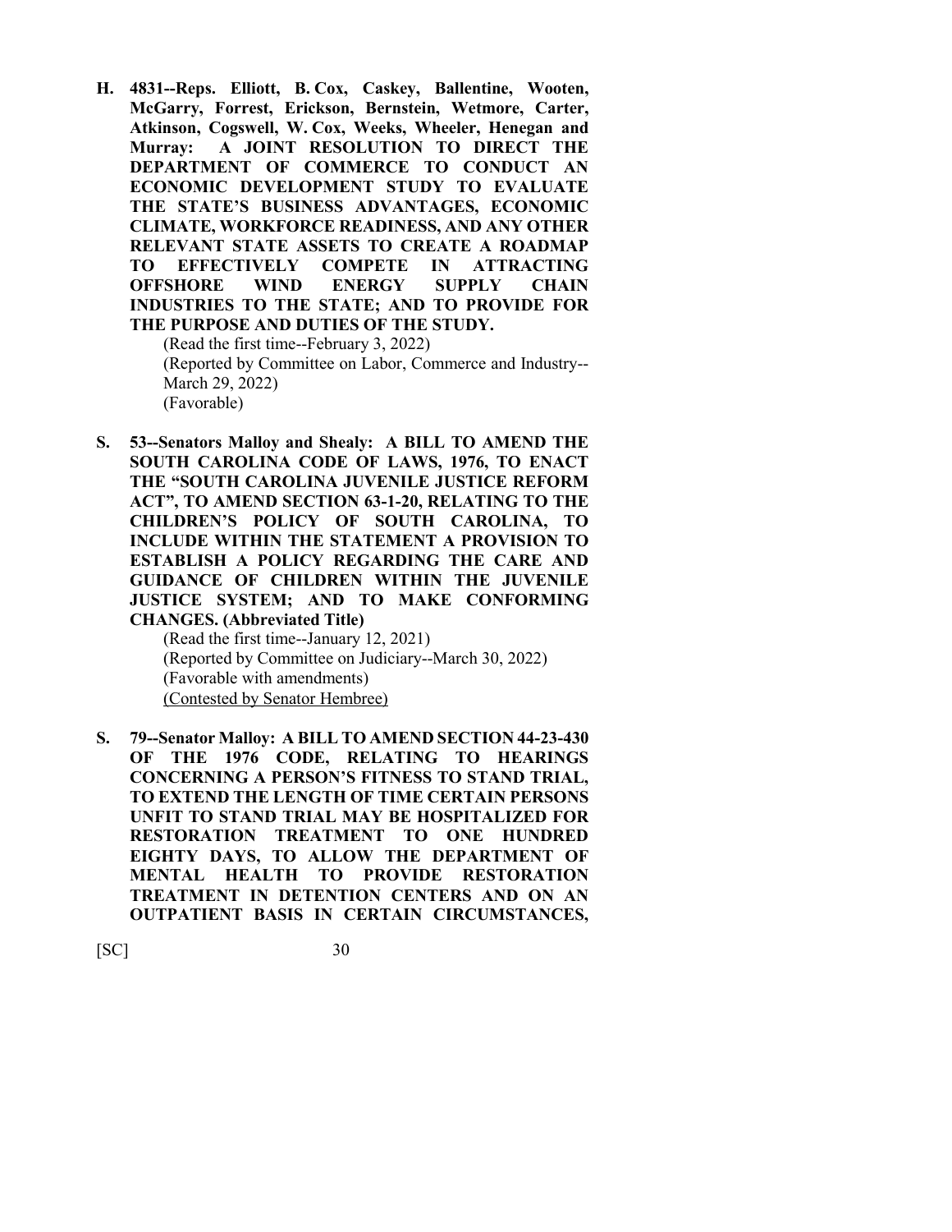**H. 4831--Reps. Elliott, B. Cox, Caskey, Ballentine, Wooten, McGarry, Forrest, Erickson, Bernstein, Wetmore, Carter, Atkinson, Cogswell, W. Cox, Weeks, Wheeler, Henegan and Murray: A JOINT RESOLUTION TO DIRECT THE DEPARTMENT OF COMMERCE TO CONDUCT AN ECONOMIC DEVELOPMENT STUDY TO EVALUATE THE STATE'S BUSINESS ADVANTAGES, ECONOMIC CLIMATE, WORKFORCE READINESS, AND ANY OTHER RELEVANT STATE ASSETS TO CREATE A ROADMAP TO EFFECTIVELY COMPETE IN ATTRACTING OFFSHORE WIND ENERGY SUPPLY CHAIN INDUSTRIES TO THE STATE; AND TO PROVIDE FOR THE PURPOSE AND DUTIES OF THE STUDY.**

(Read the first time--February 3, 2022)
(Reported by Committee on Labor, Commerce and Industry--March 29, 2022)
(Favorable)

**S. 53--Senators Malloy and Shealy: A BILL TO AMEND THE SOUTH CAROLINA CODE OF LAWS, 1976, TO ENACT THE "SOUTH CAROLINA JUVENILE JUSTICE REFORM ACT", TO AMEND SECTION 63-1-20, RELATING TO THE CHILDREN'S POLICY OF SOUTH CAROLINA, TO INCLUDE WITHIN THE STATEMENT A PROVISION TO ESTABLISH A POLICY REGARDING THE CARE AND GUIDANCE OF CHILDREN WITHIN THE JUVENILE JUSTICE SYSTEM; AND TO MAKE CONFORMING CHANGES. (Abbreviated Title)**

(Read the first time--January 12, 2021)
(Reported by Committee on Judiciary--March 30, 2022)
(Favorable with amendments)
(Contested by Senator Hembree)

**S. 79--Senator Malloy: A BILL TO AMEND SECTION 44-23-430 OF THE 1976 CODE, RELATING TO HEARINGS CONCERNING A PERSON'S FITNESS TO STAND TRIAL, TO EXTEND THE LENGTH OF TIME CERTAIN PERSONS UNFIT TO STAND TRIAL MAY BE HOSPITALIZED FOR RESTORATION TREATMENT TO ONE HUNDRED EIGHTY DAYS, TO ALLOW THE DEPARTMENT OF MENTAL HEALTH TO PROVIDE RESTORATION TREATMENT IN DETENTION CENTERS AND ON AN OUTPATIENT BASIS IN CERTAIN CIRCUMSTANCES,**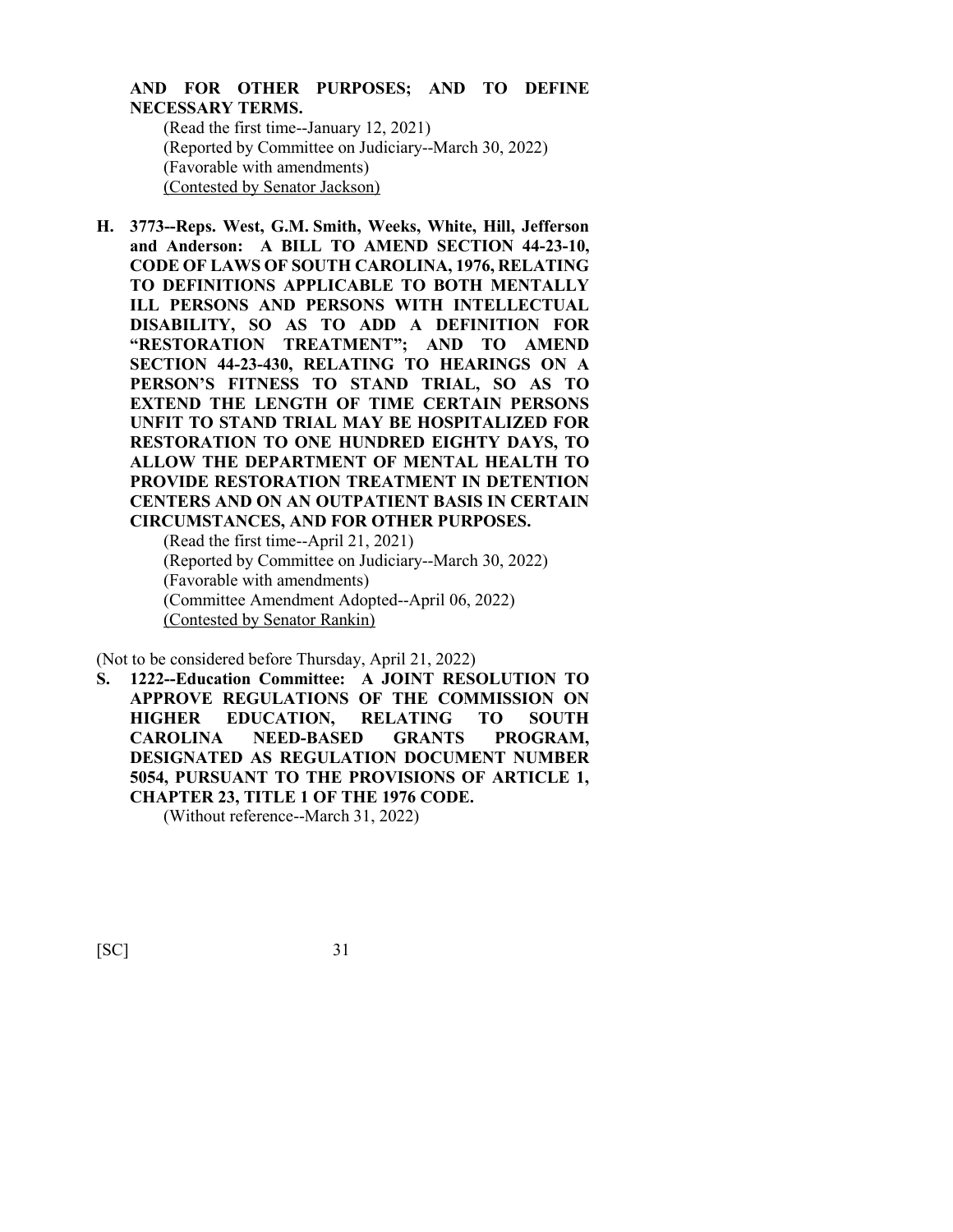**AND FOR OTHER PURPOSES; AND TO DEFINE NECESSARY TERMS.**

(Read the first time--January 12, 2021)
(Reported by Committee on Judiciary--March 30, 2022)
(Favorable with amendments)
(Contested by Senator Jackson)

**H. 3773--Reps. West, G.M. Smith, Weeks, White, Hill, Jefferson and Anderson: A BILL TO AMEND SECTION 44-23-10, CODE OF LAWS OF SOUTH CAROLINA, 1976, RELATING TO DEFINITIONS APPLICABLE TO BOTH MENTALLY ILL PERSONS AND PERSONS WITH INTELLECTUAL DISABILITY, SO AS TO ADD A DEFINITION FOR "RESTORATION TREATMENT"; AND TO AMEND SECTION 44-23-430, RELATING TO HEARINGS ON A PERSON'S FITNESS TO STAND TRIAL, SO AS TO EXTEND THE LENGTH OF TIME CERTAIN PERSONS UNFIT TO STAND TRIAL MAY BE HOSPITALIZED FOR RESTORATION TO ONE HUNDRED EIGHTY DAYS, TO ALLOW THE DEPARTMENT OF MENTAL HEALTH TO PROVIDE RESTORATION TREATMENT IN DETENTION CENTERS AND ON AN OUTPATIENT BASIS IN CERTAIN CIRCUMSTANCES, AND FOR OTHER PURPOSES.**

(Read the first time--April 21, 2021)
(Reported by Committee on Judiciary--March 30, 2022)
(Favorable with amendments)
(Committee Amendment Adopted--April 06, 2022)
(Contested by Senator Rankin)

(Not to be considered before Thursday, April 21, 2022)

**S. 1222--Education Committee: A JOINT RESOLUTION TO APPROVE REGULATIONS OF THE COMMISSION ON HIGHER EDUCATION, RELATING TO SOUTH CAROLINA NEED-BASED GRANTS PROGRAM, DESIGNATED AS REGULATION DOCUMENT NUMBER 5054, PURSUANT TO THE PROVISIONS OF ARTICLE 1, CHAPTER 23, TITLE 1 OF THE 1976 CODE.**

(Without reference--March 31, 2022)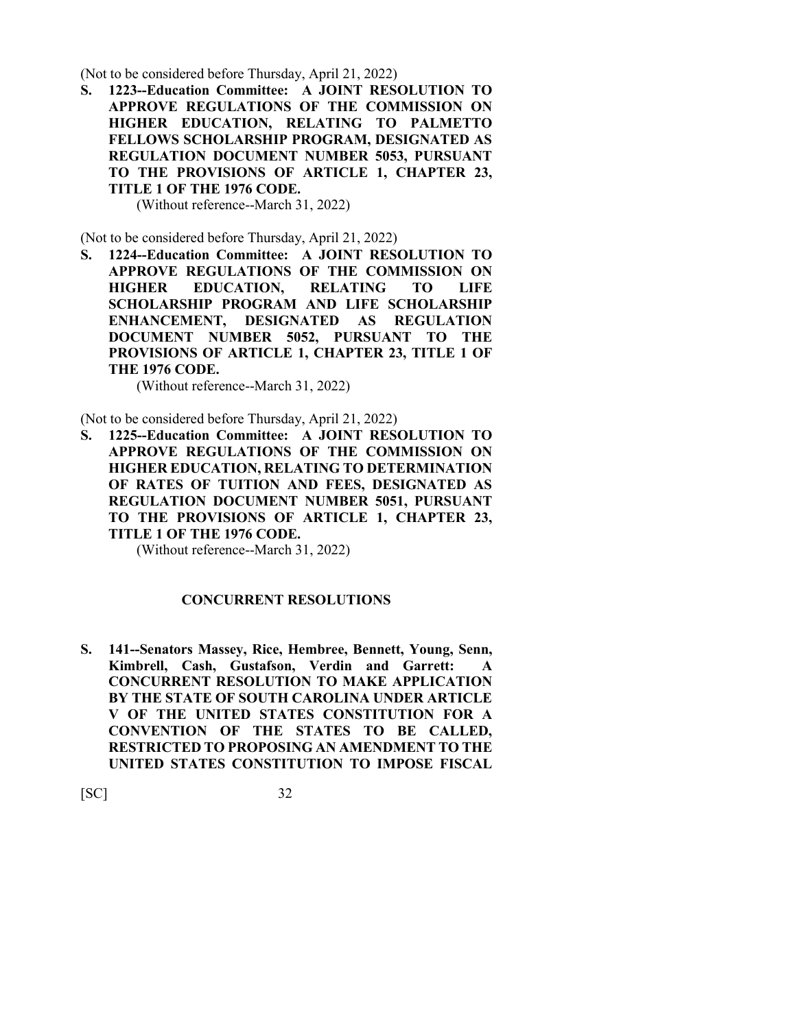(Not to be considered before Thursday, April 21, 2022)

**S. 1223--Education Committee: A JOINT RESOLUTION TO APPROVE REGULATIONS OF THE COMMISSION ON HIGHER EDUCATION, RELATING TO PALMETTO FELLOWS SCHOLARSHIP PROGRAM, DESIGNATED AS REGULATION DOCUMENT NUMBER 5053, PURSUANT TO THE PROVISIONS OF ARTICLE 1, CHAPTER 23, TITLE 1 OF THE 1976 CODE.**

(Without reference--March 31, 2022)

(Not to be considered before Thursday, April 21, 2022)

**S. 1224--Education Committee: A JOINT RESOLUTION TO APPROVE REGULATIONS OF THE COMMISSION ON HIGHER EDUCATION, RELATING TO LIFE SCHOLARSHIP PROGRAM AND LIFE SCHOLARSHIP ENHANCEMENT, DESIGNATED AS REGULATION DOCUMENT NUMBER 5052, PURSUANT TO THE PROVISIONS OF ARTICLE 1, CHAPTER 23, TITLE 1 OF THE 1976 CODE.**

(Without reference--March 31, 2022)

(Not to be considered before Thursday, April 21, 2022)

**S. 1225--Education Committee: A JOINT RESOLUTION TO APPROVE REGULATIONS OF THE COMMISSION ON HIGHER EDUCATION, RELATING TO DETERMINATION OF RATES OF TUITION AND FEES, DESIGNATED AS REGULATION DOCUMENT NUMBER 5051, PURSUANT TO THE PROVISIONS OF ARTICLE 1, CHAPTER 23, TITLE 1 OF THE 1976 CODE.**

(Without reference--March 31, 2022)

## CONCURRENT RESOLUTIONS

**S. 141--Senators Massey, Rice, Hembree, Bennett, Young, Senn, Kimbrell, Cash, Gustafson, Verdin and Garrett: A CONCURRENT RESOLUTION TO MAKE APPLICATION BY THE STATE OF SOUTH CAROLINA UNDER ARTICLE V OF THE UNITED STATES CONSTITUTION FOR A CONVENTION OF THE STATES TO BE CALLED, RESTRICTED TO PROPOSING AN AMENDMENT TO THE UNITED STATES CONSTITUTION TO IMPOSE FISCAL**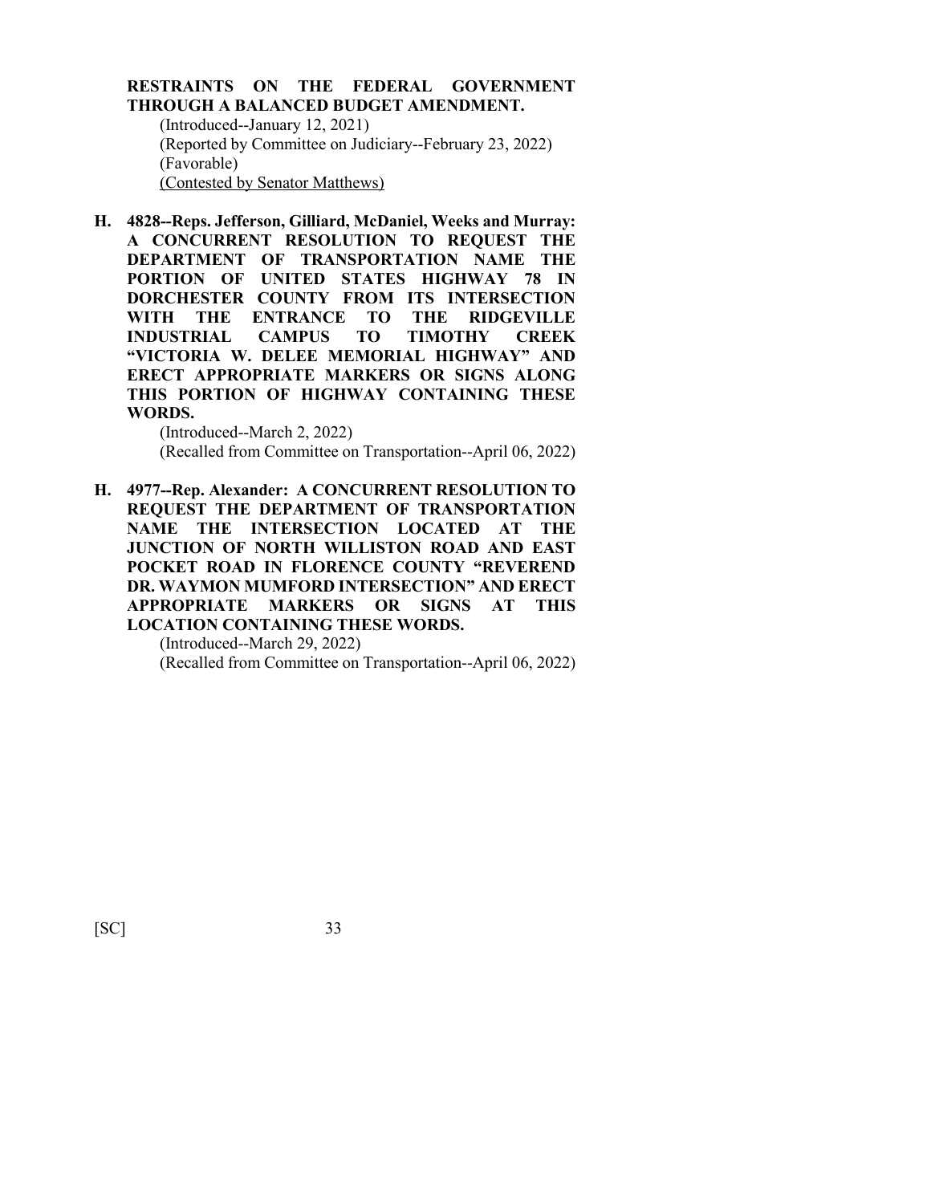**RESTRAINTS ON THE FEDERAL GOVERNMENT THROUGH A BALANCED BUDGET AMENDMENT.**

(Introduced--January 12, 2021)
(Reported by Committee on Judiciary--February 23, 2022)
(Favorable)
(Contested by Senator Matthews)

**H. 4828--Reps. Jefferson, Gilliard, McDaniel, Weeks and Murray: A CONCURRENT RESOLUTION TO REQUEST THE DEPARTMENT OF TRANSPORTATION NAME THE PORTION OF UNITED STATES HIGHWAY 78 IN DORCHESTER COUNTY FROM ITS INTERSECTION WITH THE ENTRANCE TO THE RIDGEVILLE INDUSTRIAL CAMPUS TO TIMOTHY CREEK "VICTORIA W. DELEE MEMORIAL HIGHWAY" AND ERECT APPROPRIATE MARKERS OR SIGNS ALONG THIS PORTION OF HIGHWAY CONTAINING THESE WORDS.**

(Introduced--March 2, 2022)
(Recalled from Committee on Transportation--April 06, 2022)

**H. 4977--Rep. Alexander: A CONCURRENT RESOLUTION TO REQUEST THE DEPARTMENT OF TRANSPORTATION NAME THE INTERSECTION LOCATED AT THE JUNCTION OF NORTH WILLISTON ROAD AND EAST POCKET ROAD IN FLORENCE COUNTY "REVEREND DR. WAYMON MUMFORD INTERSECTION" AND ERECT APPROPRIATE MARKERS OR SIGNS AT THIS LOCATION CONTAINING THESE WORDS.**

(Introduced--March 29, 2022)
(Recalled from Committee on Transportation--April 06, 2022)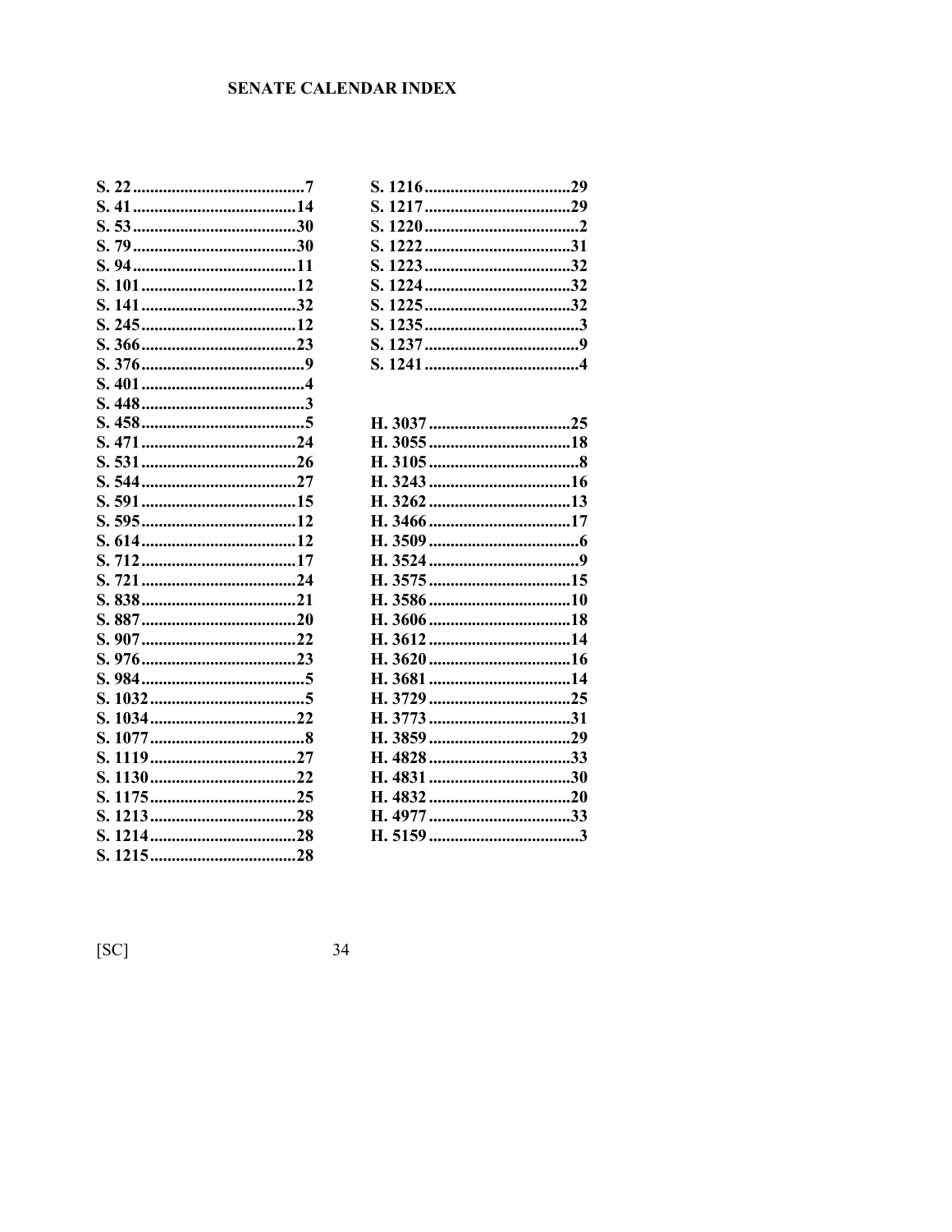**SENATE CALENDAR INDEX**

**S. 22 .......................................7**
**S. 41 .......................................14**
**S. 53 .......................................30**
**S. 79 .......................................30**
**S. 94 .......................................11**
**S. 101 .....................................12**
**S. 141 .....................................32**
**S. 245 .....................................12**
**S. 366 .....................................23**
**S. 376 .....................................9**
**S. 401 .....................................4**
**S. 448 .....................................3**
**S. 458 .....................................5**
**S. 471 .....................................24**
**S. 531 .....................................26**
**S. 544 .....................................27**
**S. 591 .....................................15**
**S. 595 .....................................12**
**S. 614 .....................................12**
**S. 712 .....................................17**
**S. 721 .....................................24**
**S. 838 .....................................21**
**S. 887 .....................................20**
**S. 907 .....................................22**
**S. 976 .....................................23**
**S. 984 .....................................5**
**S. 1032 ...................................5**
**S. 1034 ...................................22**
**S. 1077 ...................................8**
**S. 1119 ...................................27**
**S. 1130 ...................................22**
**S. 1175 ...................................25**
**S. 1213 ...................................28**
**S. 1214 ...................................28**
**S. 1215 ...................................28**
**S. 1216 ...................................29**
**S. 1217 ...................................29**
**S. 1220 ...................................2**
**S. 1222 ...................................31**
**S. 1223 ...................................32**
**S. 1224 ...................................32**
**S. 1225 ...................................32**
**S. 1235 ...................................3**
**S. 1237 ...................................9**
**S. 1241 ...................................4**

**H. 3037 ..................................25**
**H. 3055 ..................................18**
**H. 3105 ..................................8**
**H. 3243 ..................................16**
**H. 3262 ..................................13**
**H. 3466 ..................................17**
**H. 3509 ..................................6**
**H. 3524 ..................................9**
**H. 3575 ..................................15**
**H. 3586 ..................................10**
**H. 3606 ..................................18**
**H. 3612 ..................................14**
**H. 3620 ..................................16**
**H. 3681 ..................................14**
**H. 3729 ..................................25**
**H. 3773 ..................................31**
**H. 3859 ..................................29**
**H. 4828 ..................................33**
**H. 4831 ..................................30**
**H. 4832 ..................................20**
**H. 4977 ..................................33**
**H. 5159 ..................................3**

[SC]